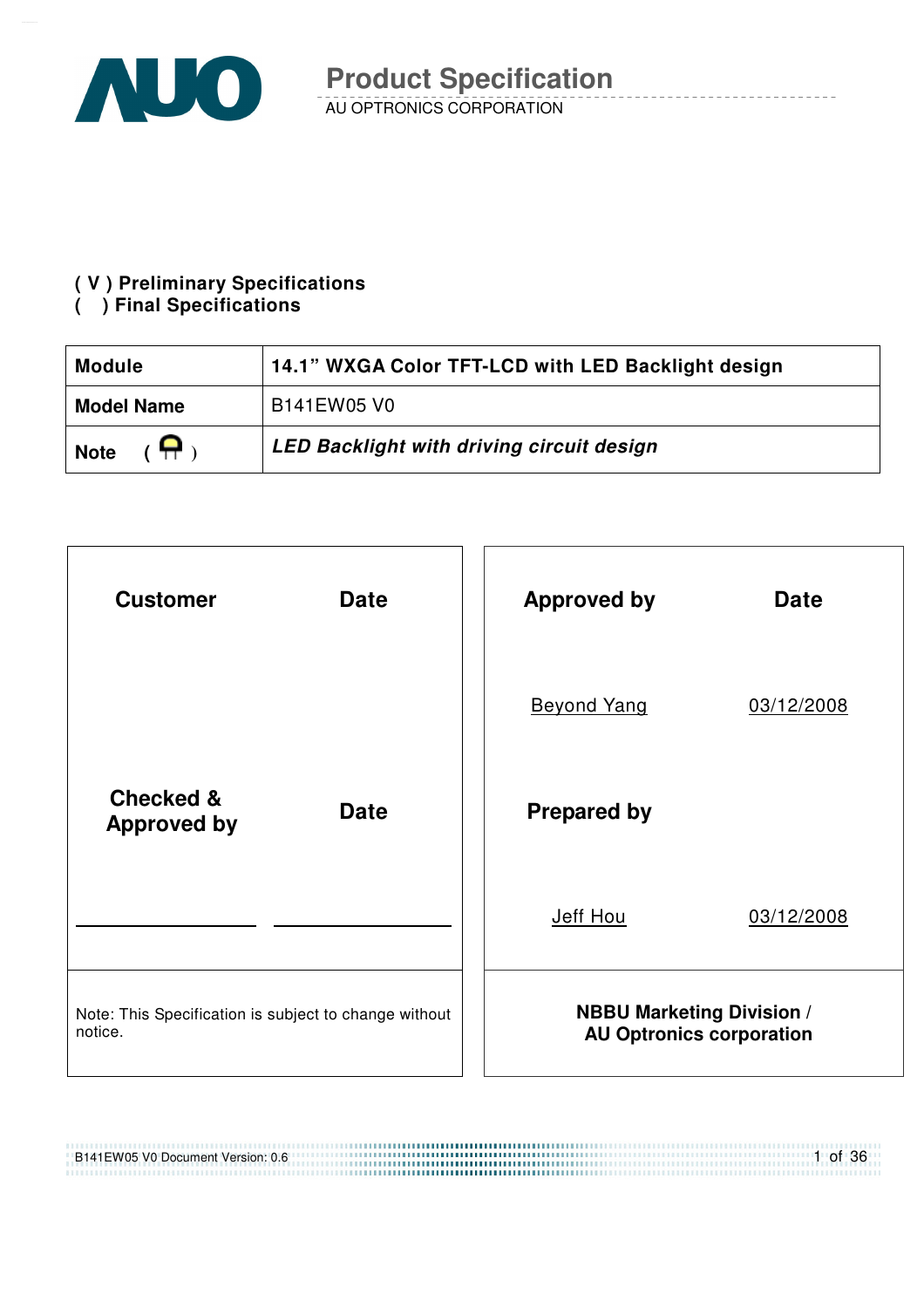# Product Specification

AU OPTRONICS CORPORATION

**( V ) Preliminary Specifications**
**( ) Final Specifications**

| **Module** | **14.1" WXGA Color TFT-LCD with LED Backlight design** |
|---|---|
| **Model Name** | B141EW05 V0 |
| **Note** ( ) | ***LED Backlight with driving circuit design*** |

| **Customer** | **Date** | **Approved by** | **Date** |
|---|---|---|---|
| | | Beyond Yang | 03/12/2008 |
| **Checked & Approved by** | **Date** | **Prepared by** | |
| ______ | ______ | Jeff Hou | 03/12/2008 |
| Note: This Specification is subject to change without notice. | | **NBBU Marketing Division / AU Optronics corporation** | |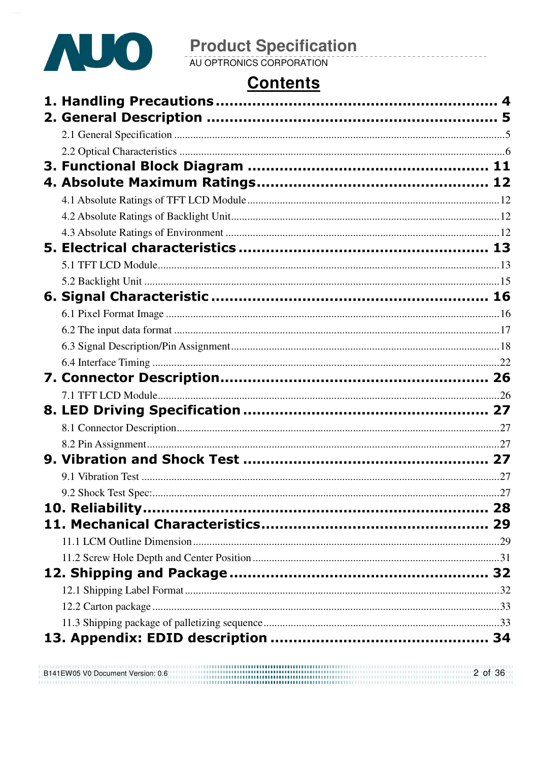# Contents

1. Handling Precautions ........................................................ 4
2. General Description ........................................................ 5
    - 2.1 General Specification ........................................................ 5
    - 2.2 Optical Characteristics ........................................................ 6
3. Functional Block Diagram ........................................................ 11
4. Absolute Maximum Ratings ........................................................ 12
    - 4.1 Absolute Ratings of TFT LCD Module ........................................................ 12
    - 4.2 Absolute Ratings of Backlight Unit ........................................................ 12
    - 4.3 Absolute Ratings of Environment ........................................................ 12
5. Electrical characteristics ........................................................ 13
    - 5.1 TFT LCD Module ........................................................ 13
    - 5.2 Backlight Unit ........................................................ 15
6. Signal Characteristic ........................................................ 16
    - 6.1 Pixel Format Image ........................................................ 16
    - 6.2 The input data format ........................................................ 17
    - 6.3 Signal Description/Pin Assignment ........................................................ 18
    - 6.4 Interface Timing ........................................................ 22
7. Connector Description ........................................................ 26
    - 7.1 TFT LCD Module ........................................................ 26
8. LED Driving Specification ........................................................ 27
    - 8.1 Connector Description ........................................................ 27
    - 8.2 Pin Assignment ........................................................ 27
9. Vibration and Shock Test ........................................................ 27
    - 9.1 Vibration Test ........................................................ 27
    - 9.2 Shock Test Spec: ........................................................ 27
10. Reliability ........................................................ 28
11. Mechanical Characteristics ........................................................ 29
    - 11.1 LCM Outline Dimension ........................................................ 29
    - 11.2 Screw Hole Depth and Center Position ........................................................ 31
12. Shipping and Package ........................................................ 32
    - 12.1 Shipping Label Format ........................................................ 32
    - 12.2 Carton package ........................................................ 33
    - 11.3 Shipping package of palletizing sequence ........................................................ 33
13. Appendix: EDID description ........................................................ 34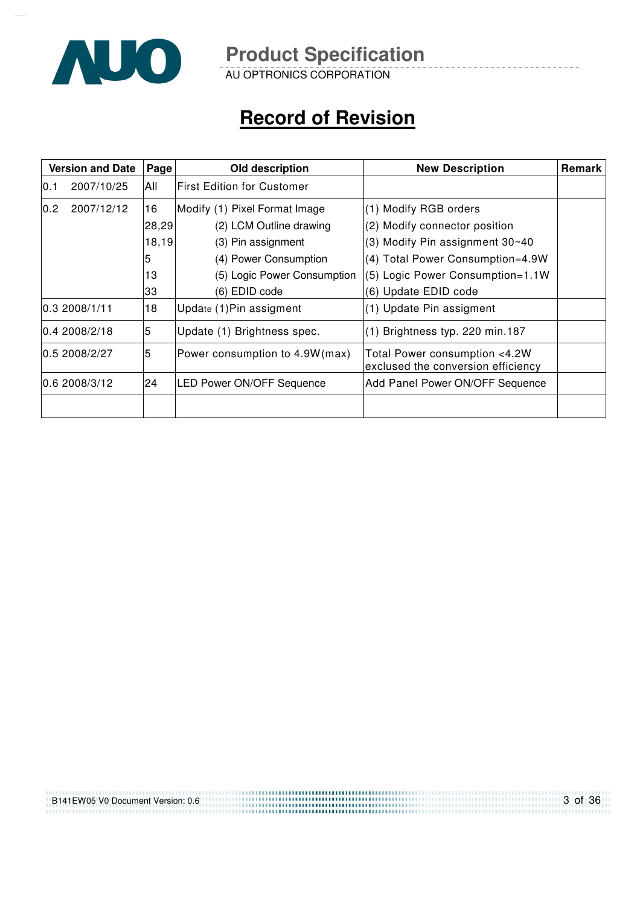# Record of Revision

| Version and Date | Page | Old description | New Description | Remark |
|---|---|---|---|---|
| 0.1 2007/10/25 | All | First Edition for Customer | | |
| 0.2 2007/12/12 | 16<br>28,29<br>18,19<br>5<br>13<br>33 | Modify (1) Pixel Format Image<br>(2) LCM Outline drawing<br>(3) Pin assignment<br>(4) Power Consumption<br>(5) Logic Power Consumption<br>(6) EDID code | (1) Modify RGB orders<br>(2) Modify connector position<br>(3) Modify Pin assignment 30~40<br>(4) Total Power Consumption=4.9W<br>(5) Logic Power Consumption=1.1W<br>(6) Update EDID code | |
| 0.3 2008/1/11 | 18 | Update (1)Pin assigment | (1) Update Pin assigment | |
| 0.4 2008/2/18 | 5 | Update (1) Brightness spec. | (1) Brightness typ. 220 min.187 | |
| 0.5 2008/2/27 | 5 | Power consumption to 4.9W(max) | Total Power consumption <4.2W exclused the conversion efficiency | |
| 0.6 2008/3/12 | 24 | LED Power ON/OFF Sequence | Add Panel Power ON/OFF Sequence | |
| | | | | |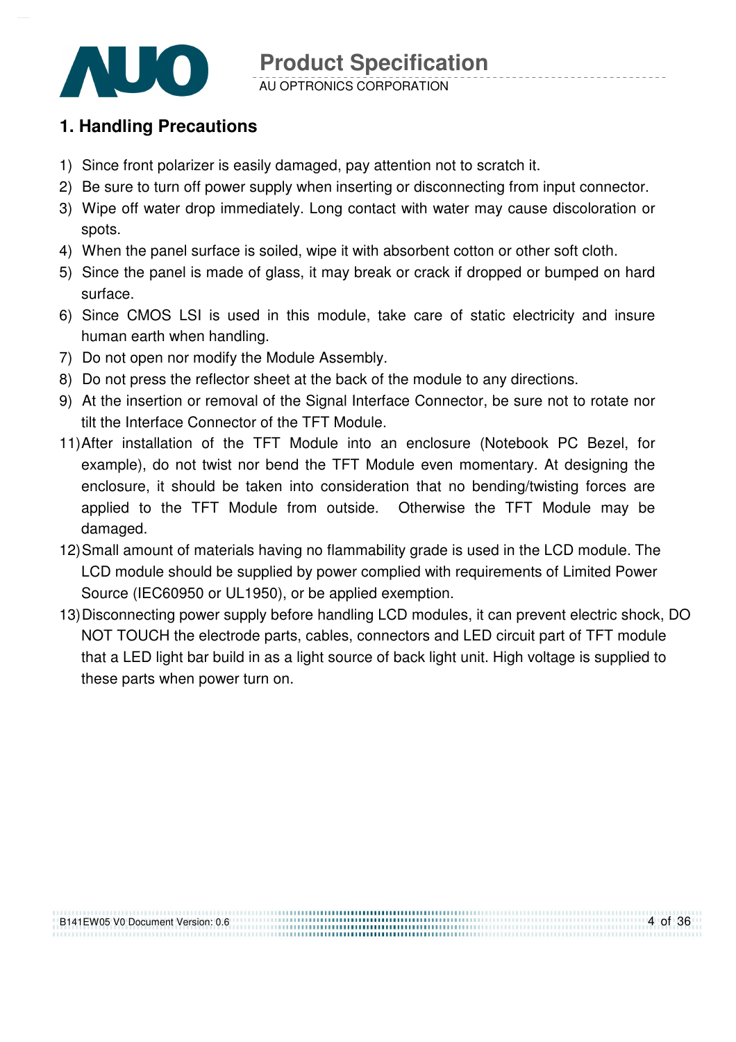## 1. Handling Precautions

1) Since front polarizer is easily damaged, pay attention not to scratch it.
2) Be sure to turn off power supply when inserting or disconnecting from input connector.
3) Wipe off water drop immediately. Long contact with water may cause discoloration or spots.
4) When the panel surface is soiled, wipe it with absorbent cotton or other soft cloth.
5) Since the panel is made of glass, it may break or crack if dropped or bumped on hard surface.
6) Since CMOS LSI is used in this module, take care of static electricity and insure human earth when handling.
7) Do not open nor modify the Module Assembly.
8) Do not press the reflector sheet at the back of the module to any directions.
9) At the insertion or removal of the Signal Interface Connector, be sure not to rotate nor tilt the Interface Connector of the TFT Module.

11) After installation of the TFT Module into an enclosure (Notebook PC Bezel, for example), do not twist nor bend the TFT Module even momentary. At designing the enclosure, it should be taken into consideration that no bending/twisting forces are applied to the TFT Module from outside. Otherwise the TFT Module may be damaged.
12) Small amount of materials having no flammability grade is used in the LCD module. The LCD module should be supplied by power complied with requirements of Limited Power Source (IEC60950 or UL1950), or be applied exemption.
13) Disconnecting power supply before handling LCD modules, it can prevent electric shock, DO NOT TOUCH the electrode parts, cables, connectors and LED circuit part of TFT module that a LED light bar build in as a light source of back light unit. High voltage is supplied to these parts when power turn on.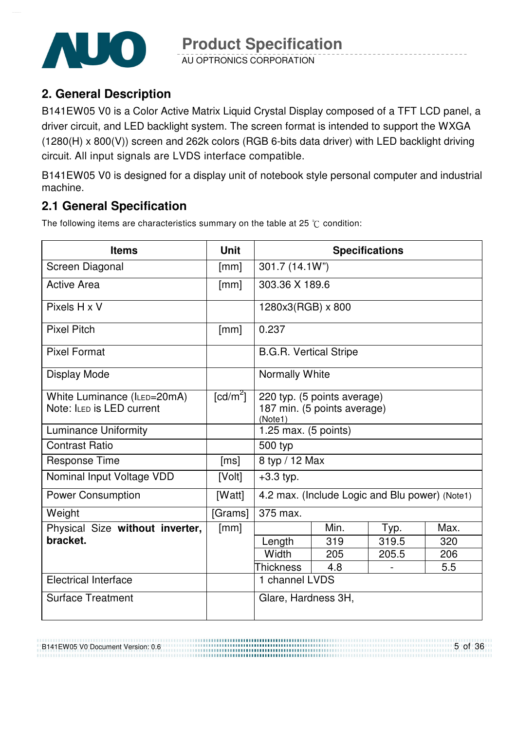## 2. General Description

B141EW05 V0 is a Color Active Matrix Liquid Crystal Display composed of a TFT LCD panel, a driver circuit, and LED backlight system. The screen format is intended to support the WXGA (1280(H) x 800(V)) screen and 262k colors (RGB 6-bits data driver) with LED backlight driving circuit. All input signals are LVDS interface compatible.

B141EW05 V0 is designed for a display unit of notebook style personal computer and industrial machine.

## 2.1 General Specification

The following items are characteristics summary on the table at 25 ℃ condition:

| Items | Unit | Specifications | | | |
|---|---|---|---|---|---|
| Screen Diagonal | [mm] | 301.7 (14.1W") | | | |
| Active Area | [mm] | 303.36 X 189.6 | | | |
| Pixels H x V | | 1280x3(RGB) x 800 | | | |
| Pixel Pitch | [mm] | 0.237 | | | |
| Pixel Format | | B.G.R. Vertical Stripe | | | |
| Display Mode | | Normally White | | | |
| White Luminance ($I_{LED}$=20mA)<br>Note: $I_{LED}$ is LED current | [cd/m$^2$] | 220 typ. (5 points average)<br>187 min. (5 points average)<br>(Note1) | | | |
| Luminance Uniformity | | 1.25 max. (5 points) | | | |
| Contrast Ratio | | 500 typ | | | |
| Response Time | [ms] | 8 typ / 12 Max | | | |
| Nominal Input Voltage VDD | [Volt] | +3.3 typ. | | | |
| Power Consumption | [Watt] | 4.2 max. (Include Logic and Blu power) (Note1) | | | |
| Weight | [Grams] | 375 max. | | | |
| Physical Size **without inverter, bracket.** | [mm] | | Min. | Typ. | Max. |
| | | Length | 319 | 319.5 | 320 |
| | | Width | 205 | 205.5 | 206 |
| | | Thickness | 4.8 | - | 5.5 |
| Electrical Interface | | 1 channel LVDS | | | |
| Surface Treatment | | Glare, Hardness 3H, | | | |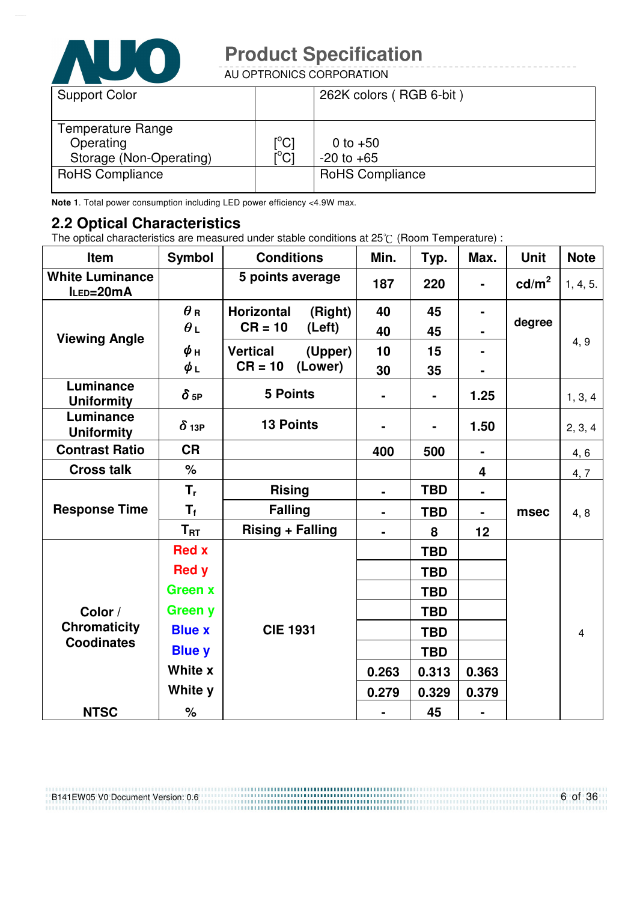| Support Color | | 262K colors ( RGB 6-bit ) |
|---|---|---|
| Temperature Range<br>Operating<br>Storage (Non-Operating) | <br>[°C]<br>[°C] | <br>0 to +50<br>-20 to +65 |
| RoHS Compliance | | RoHS Compliance |

**Note 1**. Total power consumption including LED power efficiency <4.9W max.

## 2.2 Optical Characteristics

The optical characteristics are measured under stable conditions at 25℃ (Room Temperature) :

| Item | Symbol | Conditions | Min. | Typ. | Max. | Unit | Note |
|---|---|---|---|---|---|---|---|
| White Luminance $I_{LED}$=20mA | | 5 points average | 187 | 220 | - | cd/m² | 1, 4, 5. |
| Viewing Angle | $\theta_R$ | Horizontal (Right) CR = 10 | 40 | 45 | - | degree | 4, 9 |
| | $\theta_L$ | (Left) | 40 | 45 | - | | |
| | $\phi_H$ | Vertical (Upper) CR = 10 | 10 | 15 | - | | |
| | $\phi_L$ | (Lower) | 30 | 35 | - | | |
| Luminance Uniformity | $\delta_{5P}$ | 5 Points | - | - | 1.25 | | 1, 3, 4 |
| Luminance Uniformity | $\delta_{13P}$ | 13 Points | - | - | 1.50 | | 2, 3, 4 |
| Contrast Ratio | CR | | 400 | 500 | - | | 4, 6 |
| Cross talk | % | | | | 4 | | 4, 7 |
| Response Time | $T_r$ | Rising | - | TBD | - | msec | 4, 8 |
| | $T_f$ | Falling | - | TBD | - | | |
| | $T_{RT}$ | Rising + Falling | - | 8 | 12 | | |
| Color / Chromaticity Coodinates | Red x | CIE 1931 | | TBD | | | 4 |
| | Red y | | | TBD | | | |
| | Green x | | | TBD | | | |
| | Green y | | | TBD | | | |
| | Blue x | | | TBD | | | |
| | Blue y | | | TBD | | | |
| | White x | | 0.263 | 0.313 | 0.363 | | |
| | White y | | 0.279 | 0.329 | 0.379 | | |
| NTSC | % | | - | 45 | - | | |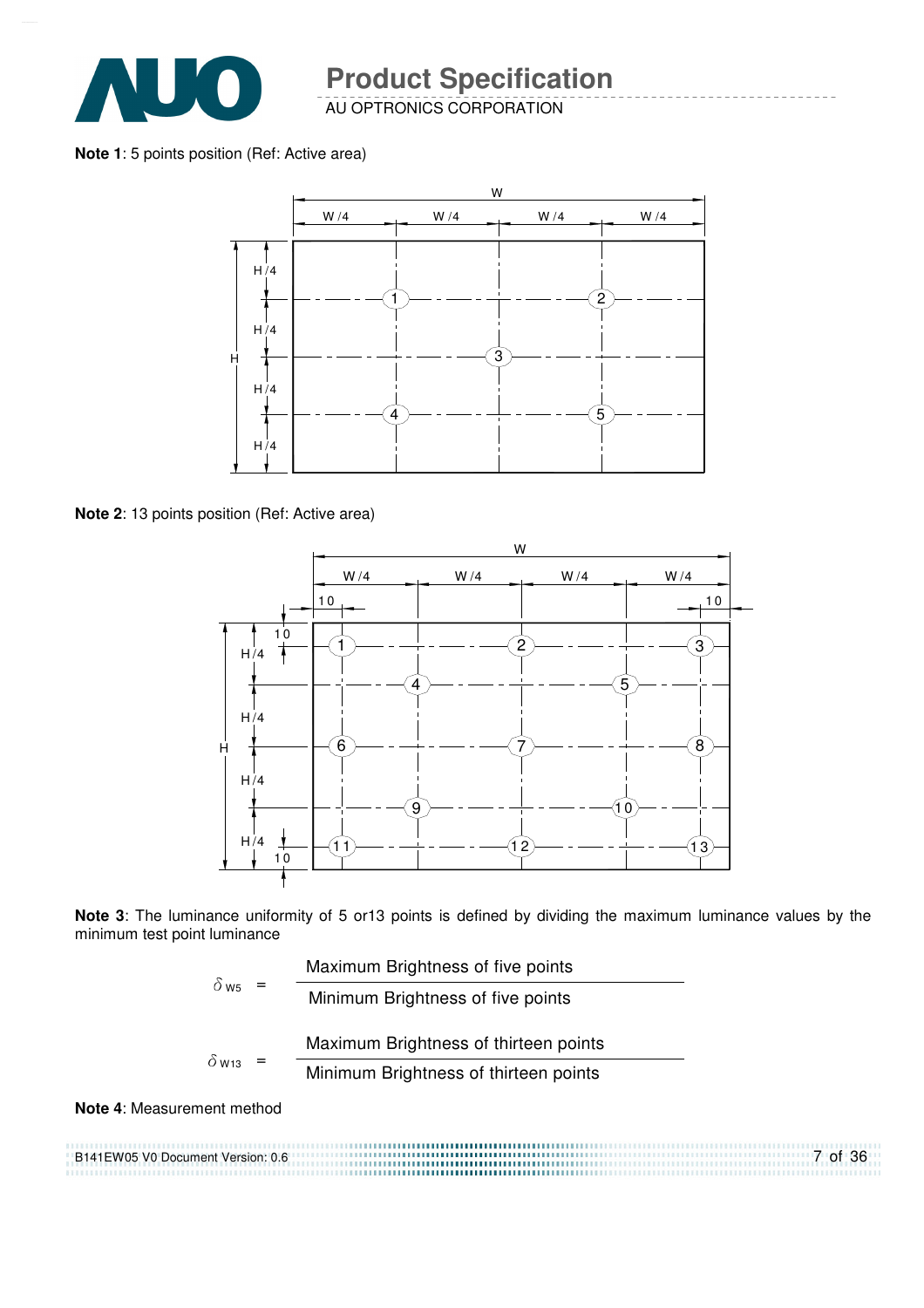**Note 1**: 5 points position (Ref: Active area)

**Note 2**: 13 points position (Ref: Active area)

**Note 3**: The luminance uniformity of 5 or13 points is defined by dividing the maximum luminance values by the minimum test point luminance

$$\delta_{W5} = \frac{\text{Maximum Brightness of five points}}{\text{Minimum Brightness of five points}}$$

$$\delta_{W13} = \frac{\text{Maximum Brightness of thirteen points}}{\text{Minimum Brightness of thirteen points}}$$

**Note 4**: Measurement method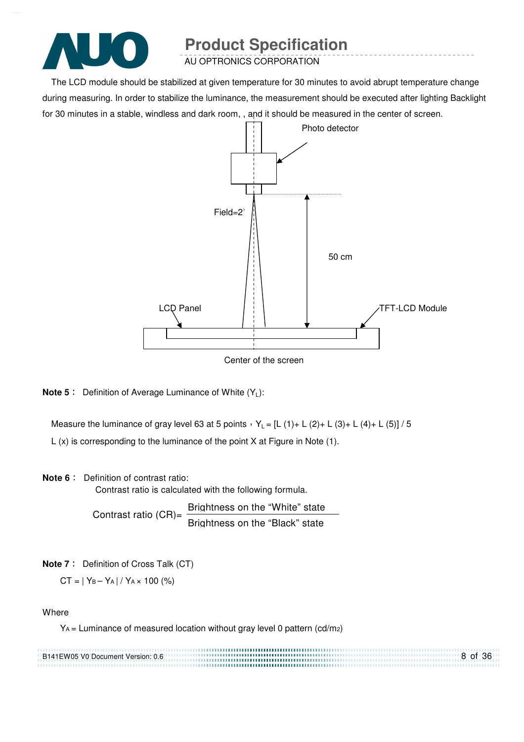The LCD module should be stabilized at given temperature for 30 minutes to avoid abrupt temperature change during measuring. In order to stabilize the luminance, the measurement should be executed after lighting Backlight for 30 minutes in a stable, windless and dark room, , and it should be measured in the center of screen.

Photo detector

Field=2°

50 cm

LCD Panel

TFT-LCD Module

Center of the screen

**Note 5**： Definition of Average Luminance of White ($Y_L$):

Measure the luminance of gray level 63 at 5 points，$Y_L$ = [L (1)+ L (2)+ L (3)+ L (4)+ L (5)] / 5

L (x) is corresponding to the luminance of the point X at Figure in Note (1).

**Note 6**： Definition of contrast ratio:

Contrast ratio is calculated with the following formula.

$$\text{Contrast ratio (CR)} = \frac{\text{Brightness on the "White" state}}{\text{Brightness on the "Black" state}}$$

**Note 7**： Definition of Cross Talk (CT)

$CT = | Y_B - Y_A | / Y_A \times 100$ (%)

Where

$Y_A$ = Luminance of measured location without gray level 0 pattern (cd/m2)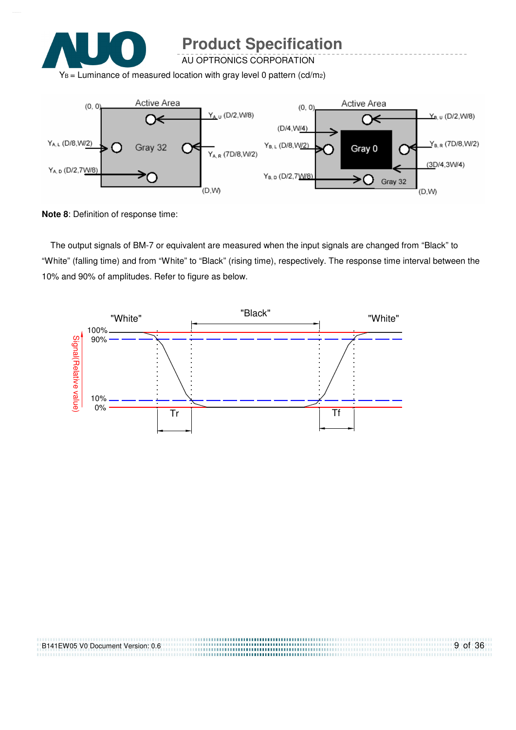$Y_B$ = Luminance of measured location with gray level 0 pattern (cd/m2)

**Note 8**: Definition of response time:

The output signals of BM-7 or equivalent are measured when the input signals are changed from “Black” to “White” (falling time) and from “White” to “Black” (rising time), respectively. The response time interval between the 10% and 90% of amplitudes. Refer to figure as below.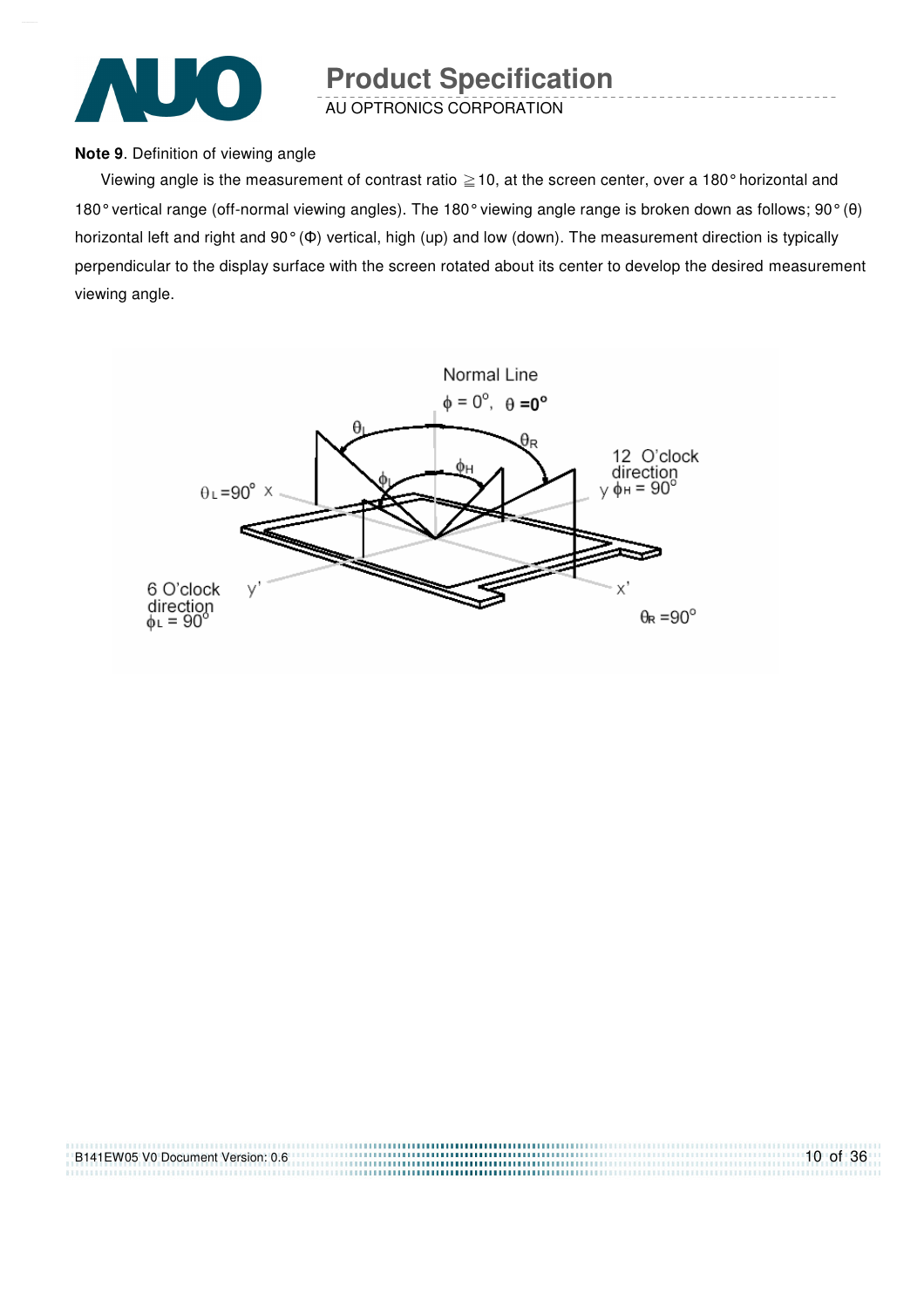**Note 9**. Definition of viewing angle

Viewing angle is the measurement of contrast ratio ≧10, at the screen center, over a 180° horizontal and 180° vertical range (off-normal viewing angles). The 180° viewing angle range is broken down as follows; 90° (θ) horizontal left and right and 90° (Φ) vertical, high (up) and low (down). The measurement direction is typically perpendicular to the display surface with the screen rotated about its center to develop the desired measurement viewing angle.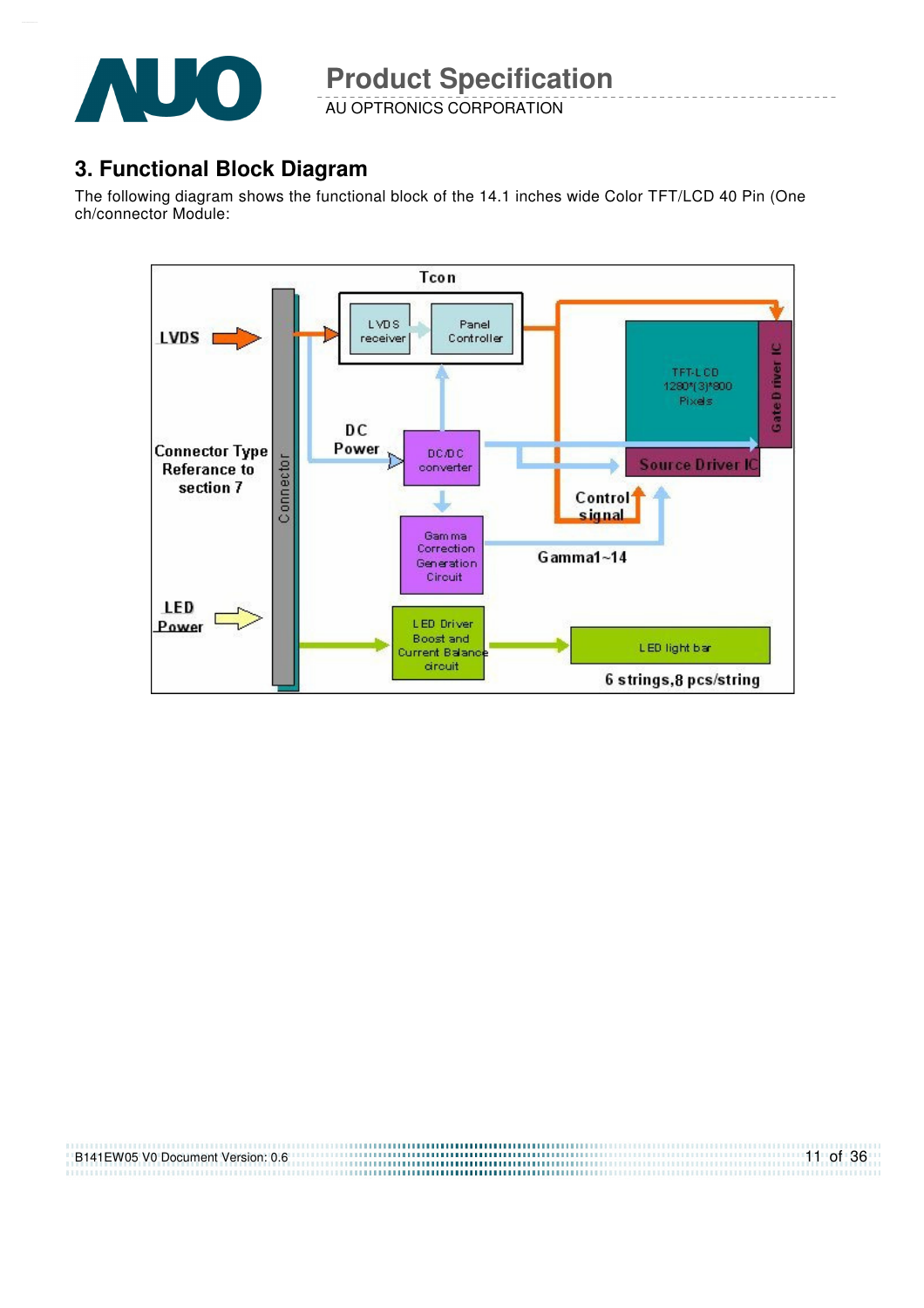## 3. Functional Block Diagram

The following diagram shows the functional block of the 14.1 inches wide Color TFT/LCD 40 Pin (One ch/connector Module: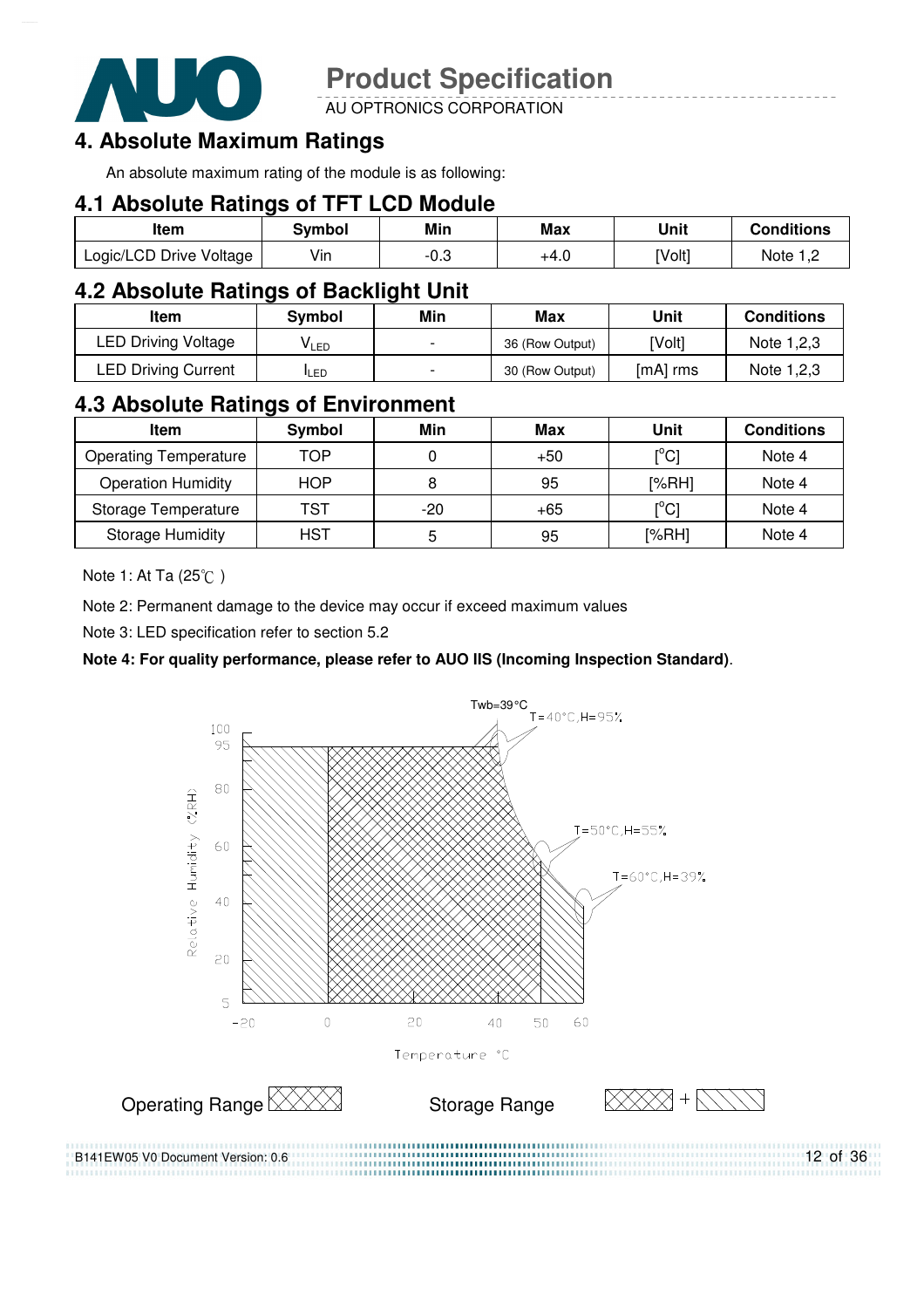# 4. Absolute Maximum Ratings

An absolute maximum rating of the module is as following:

## 4.1 Absolute Ratings of TFT LCD Module

| Item | Symbol | Min | Max | Unit | Conditions |
|---|---|---|---|---|---|
| Logic/LCD Drive Voltage | Vin | -0.3 | +4.0 | [Volt] | Note 1,2 |

## 4.2 Absolute Ratings of Backlight Unit

| Item | Symbol | Min | Max | Unit | Conditions |
|---|---|---|---|---|---|
| LED Driving Voltage | $V_{LED}$ | - | 36 (Row Output) | [Volt] | Note 1,2,3 |
| LED Driving Current | $I_{LED}$ | - | 30 (Row Output) | [mA] rms | Note 1,2,3 |

## 4.3 Absolute Ratings of Environment

| Item | Symbol | Min | Max | Unit | Conditions |
|---|---|---|---|---|---|
| Operating Temperature | TOP | 0 | +50 | [°C] | Note 4 |
| Operation Humidity | HOP | 8 | 95 | [%RH] | Note 4 |
| Storage Temperature | TST | -20 | +65 | [°C] | Note 4 |
| Storage Humidity | HST | 5 | 95 | [%RH] | Note 4 |

Note 1: At Ta (25℃ )

Note 2: Permanent damage to the device may occur if exceed maximum values

Note 3: LED specification refer to section 5.2

**Note 4: For quality performance, please refer to AUO IIS (Incoming Inspection Standard)**.

Twb=39°C

T=40°C,H=95%

T=50°C,H=55%

T=60°C,H=39%

Relative Humidity (%RH)

Temperature °C

Operating Range

Storage Range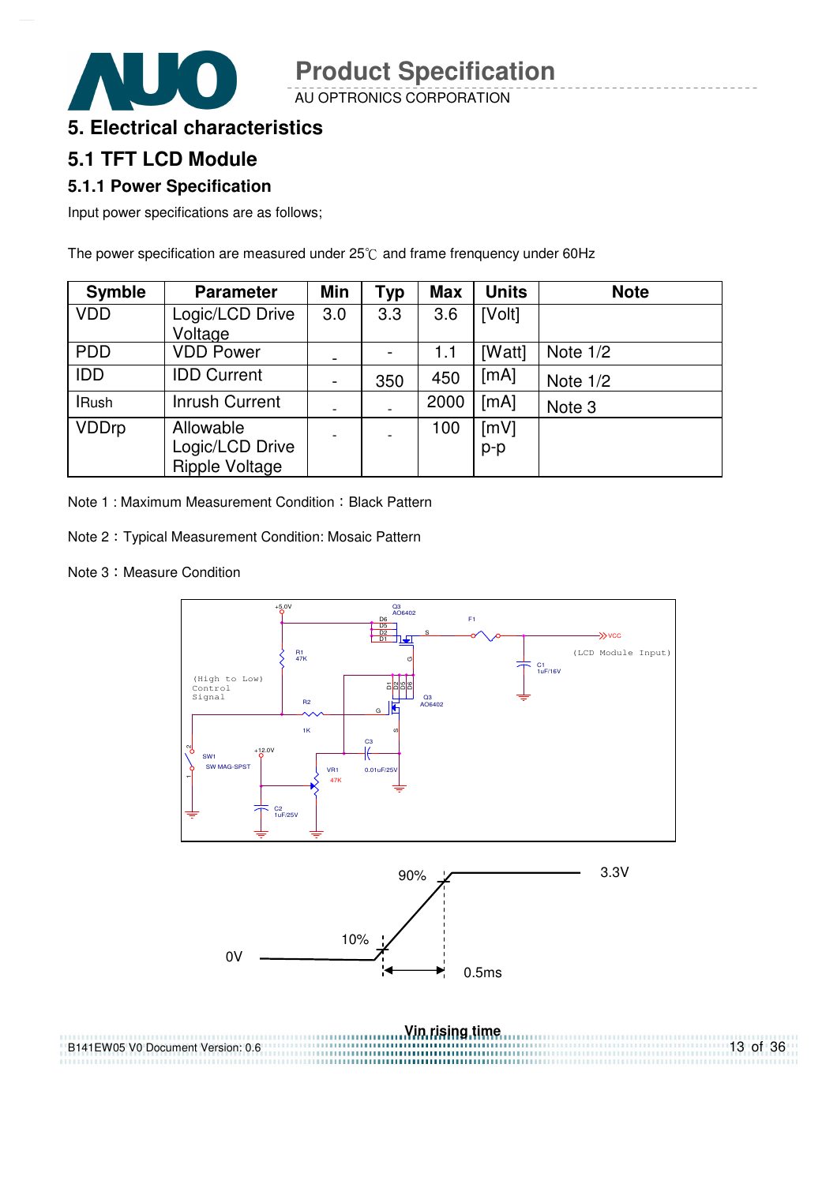# 5. Electrical characteristics

## 5.1 TFT LCD Module

### 5.1.1 Power Specification

Input power specifications are as follows;

The power specification are measured under 25℃ and frame frenquency under 60Hz

| Symble | Parameter | Min | Typ | Max | Units | Note |
|---|---|---|---|---|---|---|
| VDD | Logic/LCD Drive Voltage | 3.0 | 3.3 | 3.6 | [Volt] | |
| PDD | VDD Power | - | - | 1.1 | [Watt] | Note 1/2 |
| IDD | IDD Current | - | 350 | 450 | [mA] | Note 1/2 |
| IRush | Inrush Current | - | - | 2000 | [mA] | Note 3 |
| VDDrp | Allowable Logic/LCD Drive Ripple Voltage | - | - | 100 | [mV] p-p | |

Note 1 : Maximum Measurement Condition：Black Pattern

Note 2：Typical Measurement Condition: Mosaic Pattern

Note 3：Measure Condition

Vin rising time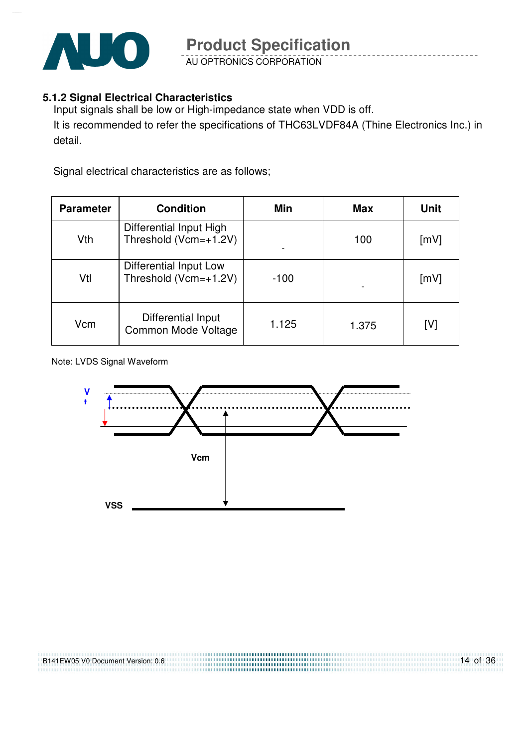### 5.1.2 Signal Electrical Characteristics

Input signals shall be low or High-impedance state when VDD is off.

It is recommended to refer the specifications of THC63LVDF84A (Thine Electronics Inc.) in detail.

Signal electrical characteristics are as follows;

| Parameter | Condition | Min | Max | Unit |
|---|---|---|---|---|
| Vth | Differential Input High Threshold (Vcm=+1.2V) | - | 100 | [mV] |
| Vtl | Differential Input Low Threshold (Vcm=+1.2V) | -100 | - | [mV] |
| Vcm | Differential Input Common Mode Voltage | 1.125 | 1.375 | [V] |

Note: LVDS Signal Waveform

V
t

Vcm

VSS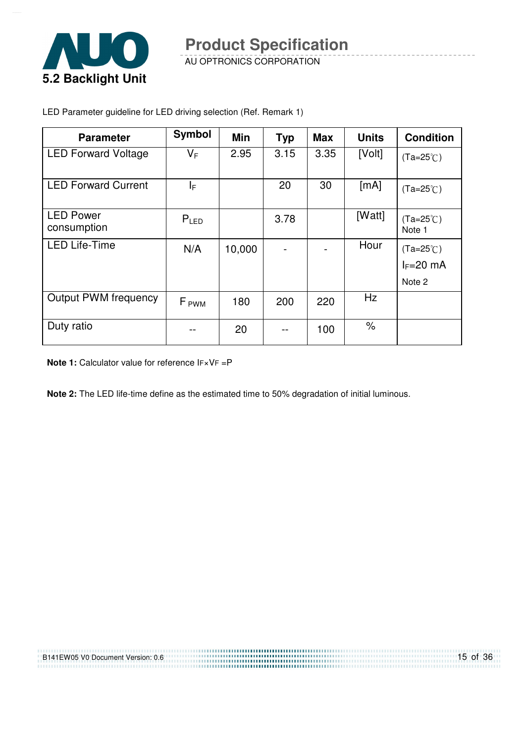## 5.2 Backlight Unit

LED Parameter guideline for LED driving selection (Ref. Remark 1)

| Parameter | Symbol | Min | Typ | Max | Units | Condition |
|---|---|---|---|---|---|---|
| LED Forward Voltage | $V_F$ | 2.95 | 3.15 | 3.35 | [Volt] | (Ta=25℃) |
| LED Forward Current | $I_F$ | | 20 | 30 | [mA] | (Ta=25℃) |
| LED Power consumption | $P_{LED}$ | | 3.78 | | [Watt] | (Ta=25℃) Note 1 |
| LED Life-Time | N/A | 10,000 | - | - | Hour | (Ta=25℃) $I_F$=20 mA Note 2 |
| Output PWM frequency | $F_{PWM}$ | 180 | 200 | 220 | Hz | |
| Duty ratio | -- | 20 | -- | 100 | % | |

**Note 1:** Calculator value for reference $I_F \times V_F = P$

**Note 2:** The LED life-time define as the estimated time to 50% degradation of initial luminous.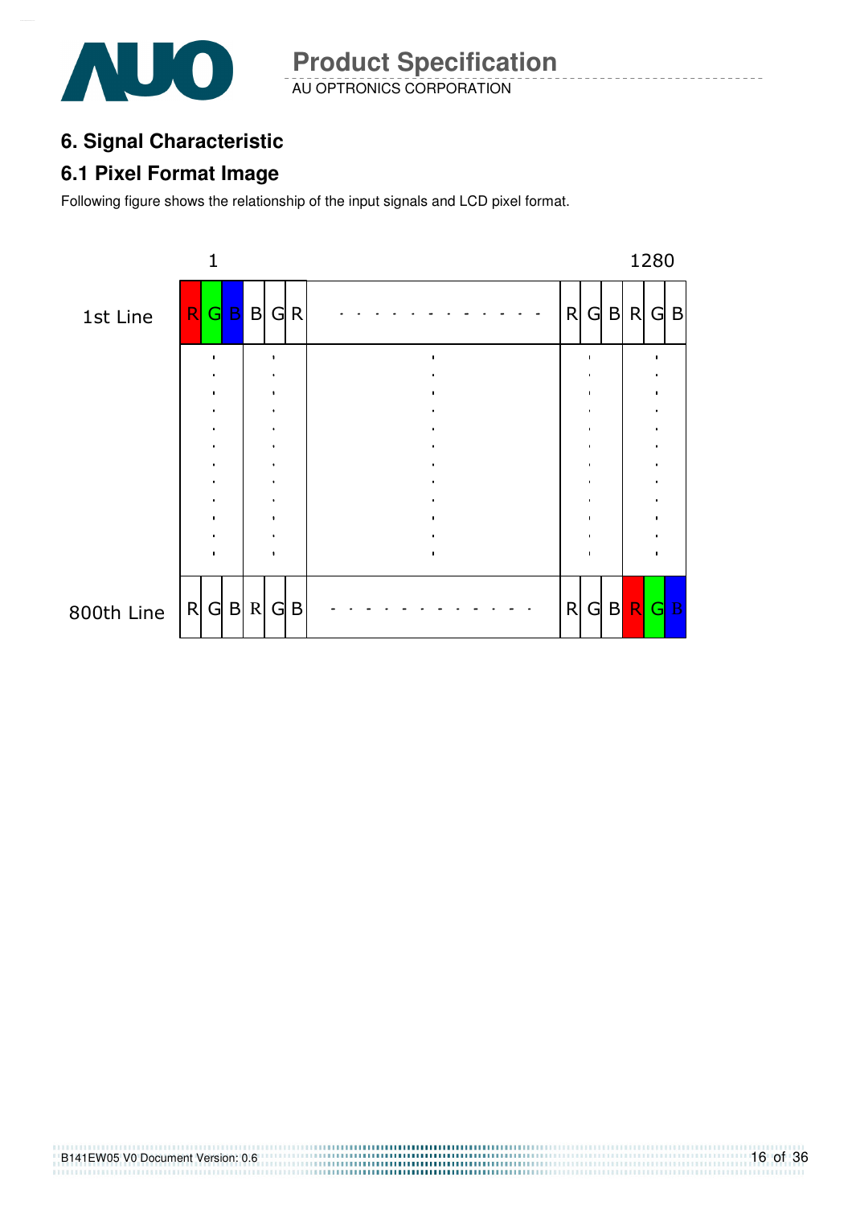# 6. Signal Characteristic

## 6.1 Pixel Format Image

Following figure shows the relationship of the input signals and LCD pixel format.

|  | 1 | | | | | | | 1280 | | | | | |
|---|---|---|---|---|---|---|---|---|---|---|---|---|---|
| 1st Line | R | G | B | B | G | R | - - - - - - - - - - - - - | R | G | B | R | G | B |
| | ⋮ | | | ⋮ | | | ⋮ | | ⋮ | | | ⋮ | |
| 800th Line | R | G | B | R | G | B | - - - - - - - - - - - - - | R | G | B | R | G | B |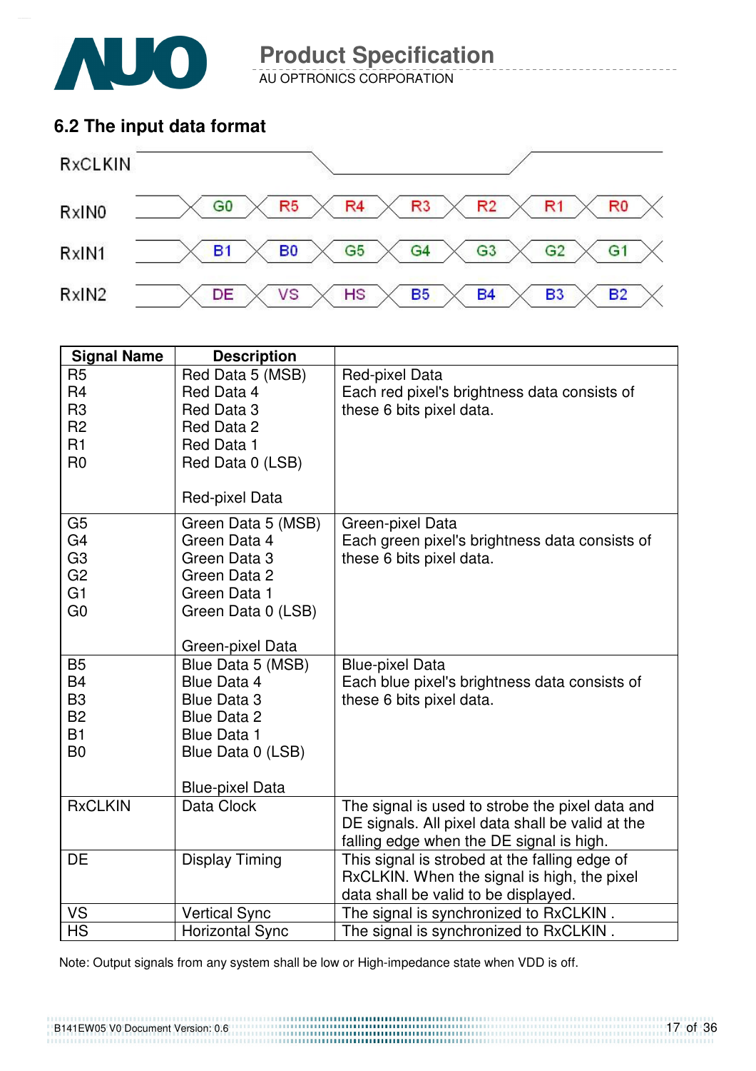## 6.2 The input data format

| Signal | | | | | | | |
|---|---|---|---|---|---|---|---|
| RxIN0 | G0 | R5 | R4 | R3 | R2 | R1 | R0 |
| RxIN1 | B1 | B0 | G5 | G4 | G3 | G2 | G1 |
| RxIN2 | DE | VS | HS | B5 | B4 | B3 | B2 |

| Signal Name | Description | |
|---|---|---|
| R5<br>R4<br>R3<br>R2<br>R1<br>R0 | Red Data 5 (MSB)<br>Red Data 4<br>Red Data 3<br>Red Data 2<br>Red Data 1<br>Red Data 0 (LSB)<br><br>Red-pixel Data | Red-pixel Data<br>Each red pixel's brightness data consists of these 6 bits pixel data. |
| G5<br>G4<br>G3<br>G2<br>G1<br>G0 | Green Data 5 (MSB)<br>Green Data 4<br>Green Data 3<br>Green Data 2<br>Green Data 1<br>Green Data 0 (LSB)<br><br>Green-pixel Data | Green-pixel Data<br>Each green pixel's brightness data consists of these 6 bits pixel data. |
| B5<br>B4<br>B3<br>B2<br>B1<br>B0 | Blue Data 5 (MSB)<br>Blue Data 4<br>Blue Data 3<br>Blue Data 2<br>Blue Data 1<br>Blue Data 0 (LSB)<br><br>Blue-pixel Data | Blue-pixel Data<br>Each blue pixel's brightness data consists of these 6 bits pixel data. |
| RxCLKIN | Data Clock | The signal is used to strobe the pixel data and DE signals. All pixel data shall be valid at the falling edge when the DE signal is high. |
| DE | Display Timing | This signal is strobed at the falling edge of RxCLKIN. When the signal is high, the pixel data shall be valid to be displayed. |
| VS | Vertical Sync | The signal is synchronized to RxCLKIN . |
| HS | Horizontal Sync | The signal is synchronized to RxCLKIN . |

Note: Output signals from any system shall be low or High-impedance state when VDD is off.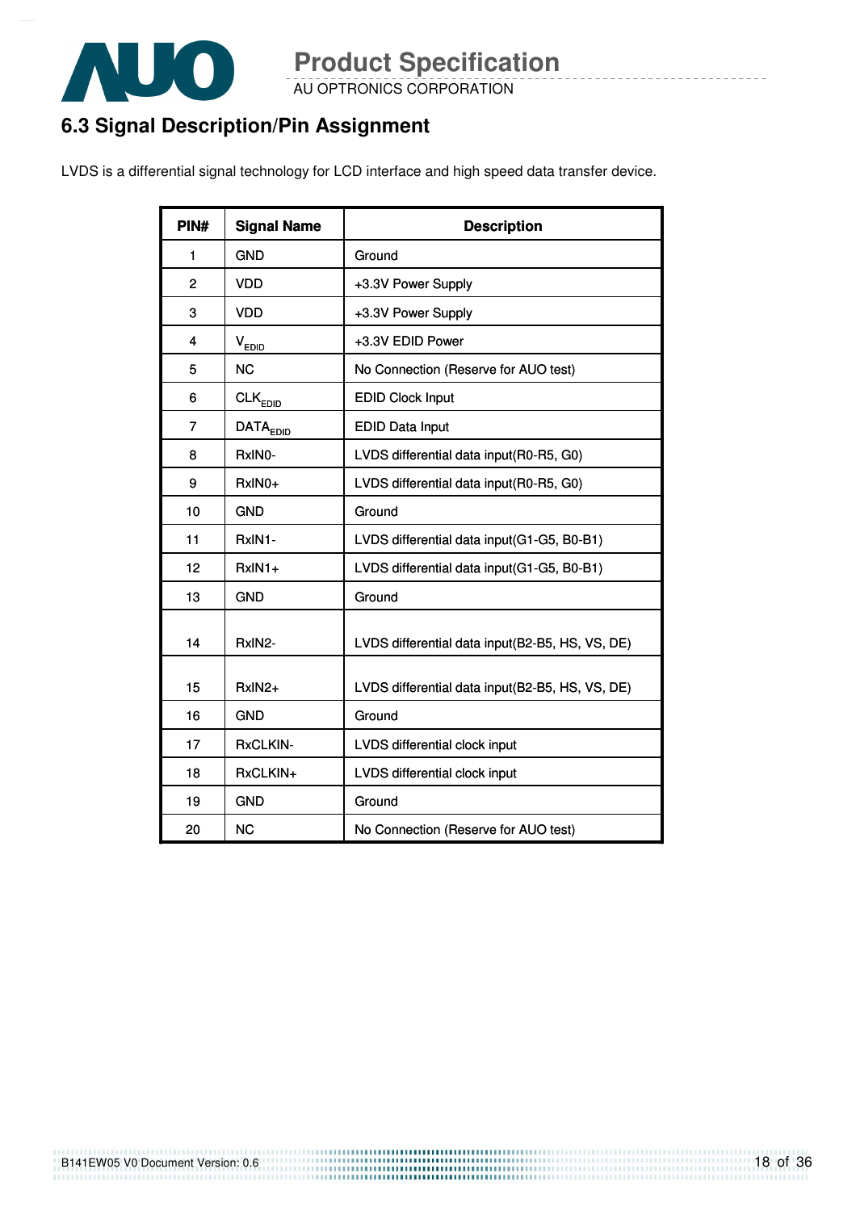## 6.3 Signal Description/Pin Assignment

LVDS is a differential signal technology for LCD interface and high speed data transfer device.

| PIN# | Signal Name | Description |
|---|---|---|
| 1 | GND | Ground |
| 2 | VDD | +3.3V Power Supply |
| 3 | VDD | +3.3V Power Supply |
| 4 | $V_{EDID}$ | +3.3V EDID Power |
| 5 | NC | No Connection (Reserve for AUO test) |
| 6 | $CLK_{EDID}$ | EDID Clock Input |
| 7 | $DATA_{EDID}$ | EDID Data Input |
| 8 | RxIN0- | LVDS differential data input(R0-R5, G0) |
| 9 | RxIN0+ | LVDS differential data input(R0-R5, G0) |
| 10 | GND | Ground |
| 11 | RxIN1- | LVDS differential data input(G1-G5, B0-B1) |
| 12 | RxIN1+ | LVDS differential data input(G1-G5, B0-B1) |
| 13 | GND | Ground |
| 14 | RxIN2- | LVDS differential data input(B2-B5, HS, VS, DE) |
| 15 | RxIN2+ | LVDS differential data input(B2-B5, HS, VS, DE) |
| 16 | GND | Ground |
| 17 | RxCLKIN- | LVDS differential clock input |
| 18 | RxCLKIN+ | LVDS differential clock input |
| 19 | GND | Ground |
| 20 | NC | No Connection (Reserve for AUO test) |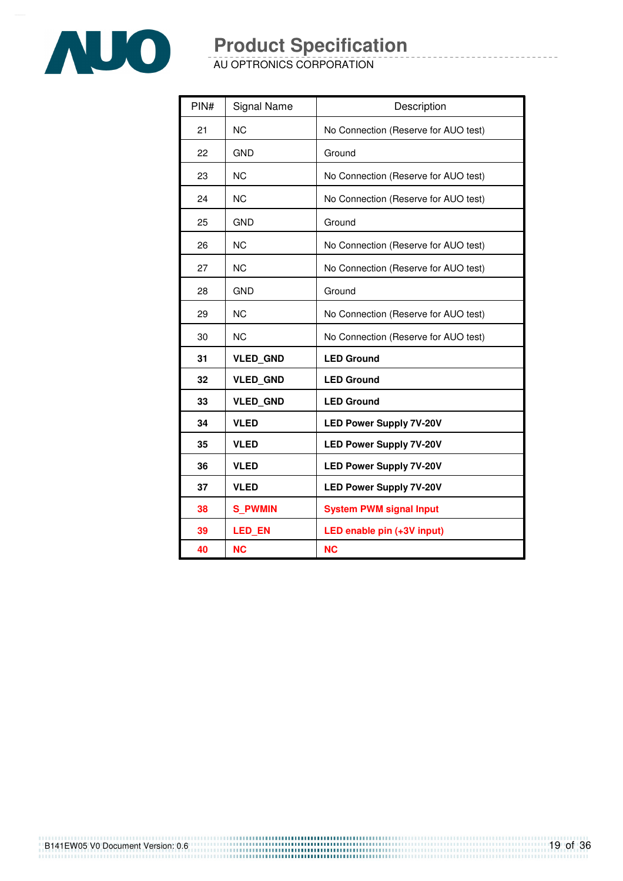| PIN# | Signal Name | Description |
|---|---|---|
| 21 | NC | No Connection (Reserve for AUO test) |
| 22 | GND | Ground |
| 23 | NC | No Connection (Reserve for AUO test) |
| 24 | NC | No Connection (Reserve for AUO test) |
| 25 | GND | Ground |
| 26 | NC | No Connection (Reserve for AUO test) |
| 27 | NC | No Connection (Reserve for AUO test) |
| 28 | GND | Ground |
| 29 | NC | No Connection (Reserve for AUO test) |
| 30 | NC | No Connection (Reserve for AUO test) |
| **31** | **VLED_GND** | **LED Ground** |
| **32** | **VLED_GND** | **LED Ground** |
| **33** | **VLED_GND** | **LED Ground** |
| **34** | **VLED** | **LED Power Supply 7V-20V** |
| **35** | **VLED** | **LED Power Supply 7V-20V** |
| **36** | **VLED** | **LED Power Supply 7V-20V** |
| **37** | **VLED** | **LED Power Supply 7V-20V** |
| **38** | **S_PWMIN** | **System PWM signal Input** |
| **39** | **LED_EN** | **LED enable pin (+3V input)** |
| **40** | **NC** | **NC** |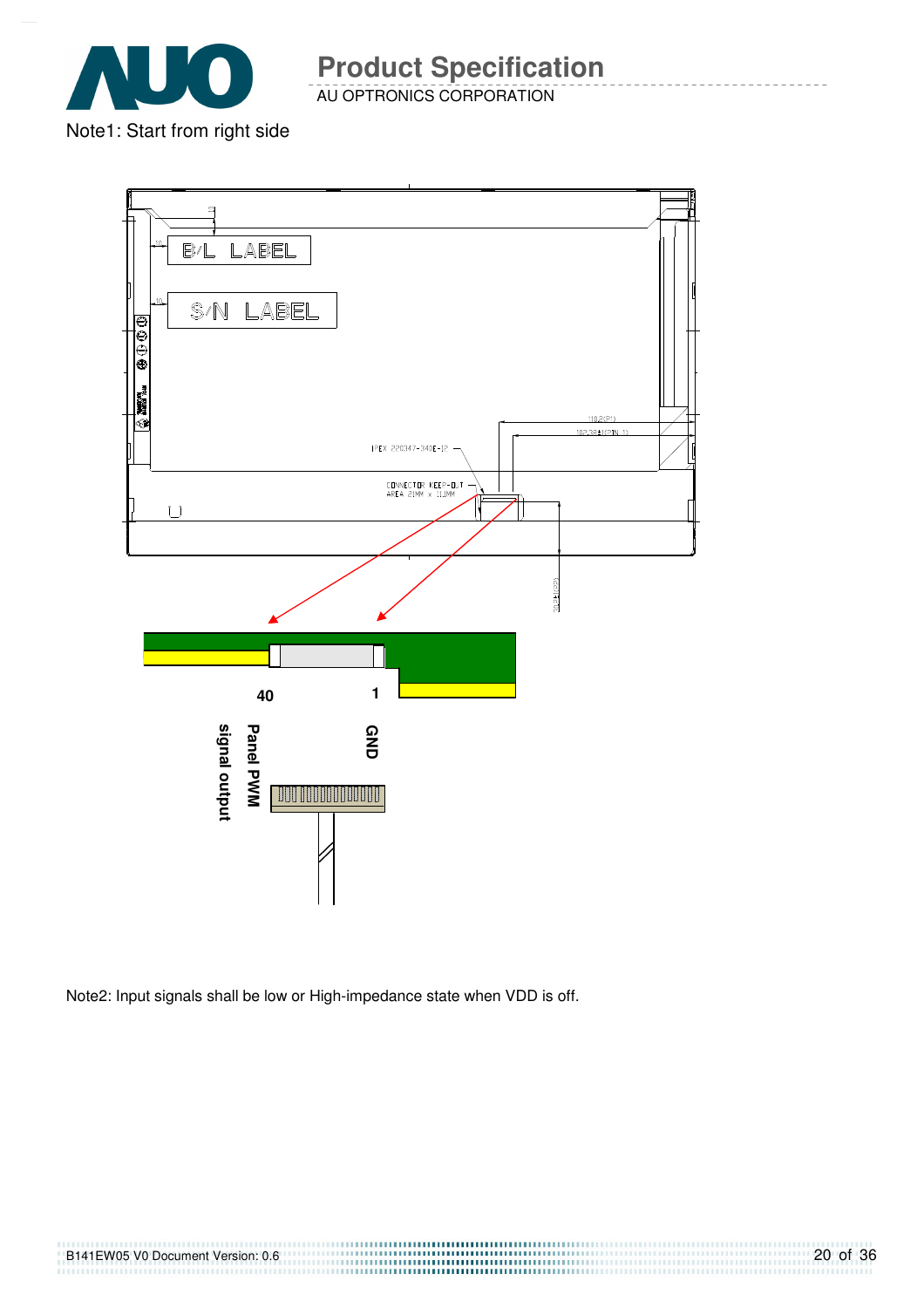Note1: Start from right side

B/L LABEL

S/N LABEL

IPEX 20347-340E-12

CONNECTOR KEEP-OUT
AREA 21MM x 11MM

40

1

Panel PWM signal output

GND

Note2: Input signals shall be low or High-impedance state when VDD is off.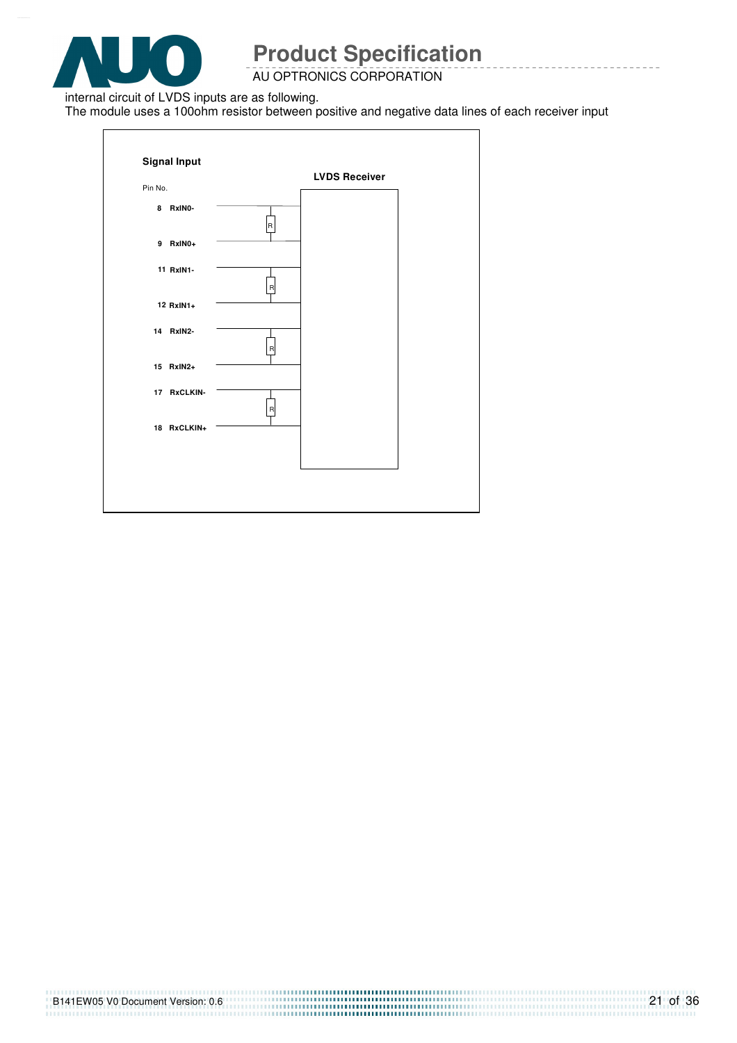internal circuit of LVDS inputs are as following.

The module uses a 100ohm resistor between positive and negative data lines of each receiver input

**Signal Input**

Pin No.

**LVDS Receiver**

| Pin No. | Signal |
|---|---|
| 8 | RxIN0- |
| 9 | RxIN0+ |
| 11 | RxIN1- |
| 12 | RxIN1+ |
| 14 | RxIN2- |
| 15 | RxIN2+ |
| 17 | RxCLKIN- |
| 18 | RxCLKIN+ |

R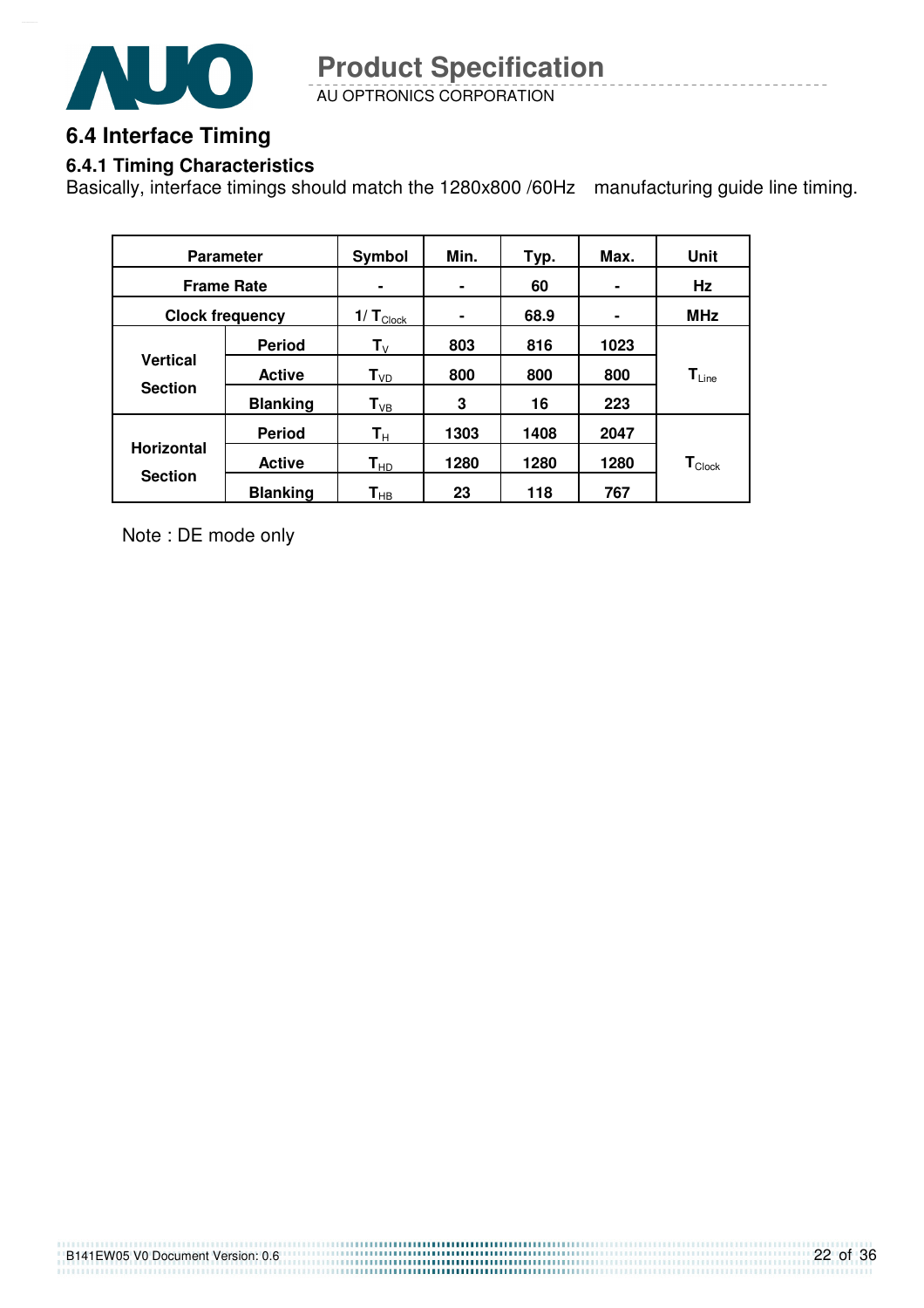## 6.4 Interface Timing

### 6.4.1 Timing Characteristics

Basically, interface timings should match the 1280x800 /60Hz manufacturing guide line timing.

| Parameter | | Symbol | Min. | Typ. | Max. | Unit |
|---|---|---|---|---|---|---|
| Frame Rate | | - | - | 60 | - | Hz |
| Clock frequency | | $1/T_{Clock}$ | - | 68.9 | - | MHz |
| Vertical Section | Period | $T_V$ | 803 | 816 | 1023 | $T_{Line}$ |
| | Active | $T_{VD}$ | 800 | 800 | 800 | |
| | Blanking | $T_{VB}$ | 3 | 16 | 223 | |
| Horizontal Section | Period | $T_H$ | 1303 | 1408 | 2047 | $T_{Clock}$ |
| | Active | $T_{HD}$ | 1280 | 1280 | 1280 | |
| | Blanking | $T_{HB}$ | 23 | 118 | 767 | |

Note : DE mode only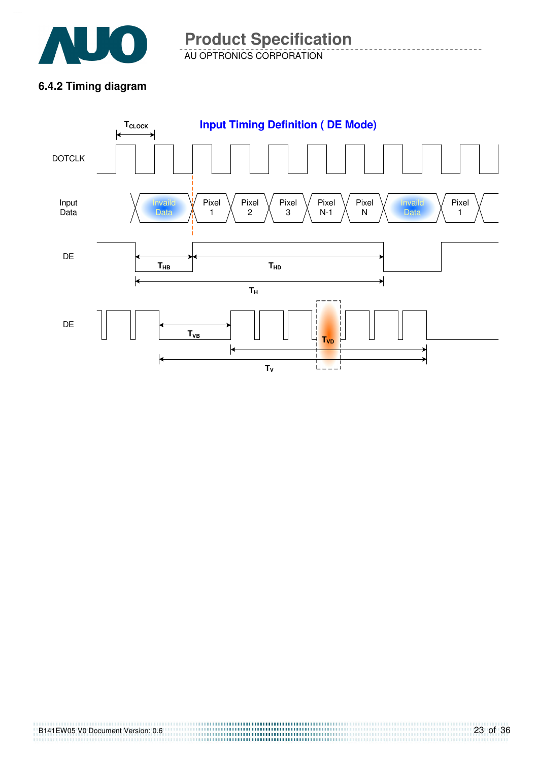### 6.4.2 Timing diagram

**Input Timing Definition ( DE Mode)**

$T_{CLOCK}$

DOTCLK

Input Data: Invaild Data | Pixel 1 | Pixel 2 | Pixel 3 | Pixel N-1 | Pixel N | Invaild Data | Pixel 1

DE: $T_{HB}$, $T_{HD}$, $T_H$

DE: $T_{VB}$, $T_{VD}$, $T_V$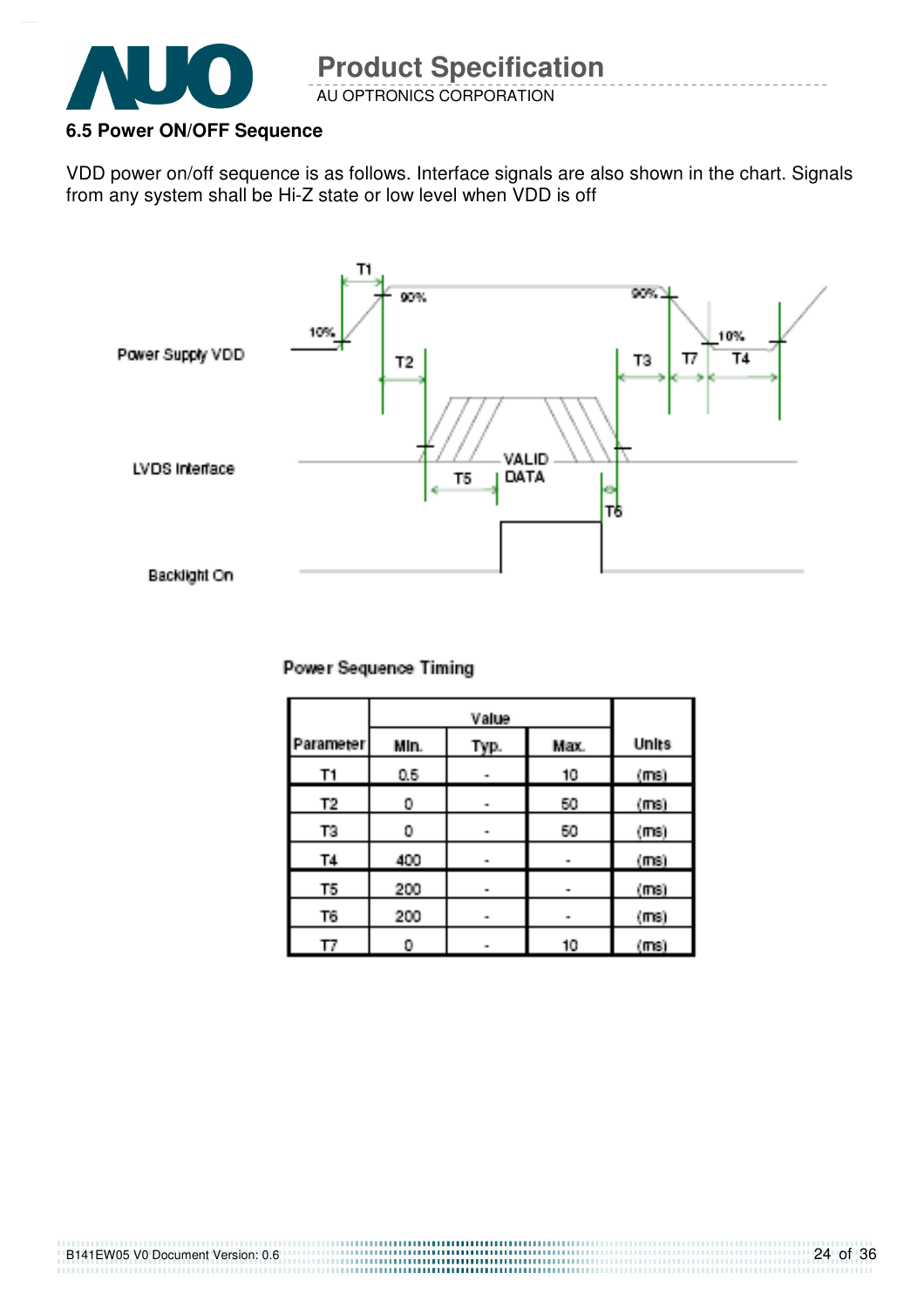### 6.5 Power ON/OFF Sequence

VDD power on/off sequence is as follows. Interface signals are also shown in the chart. Signals from any system shall be Hi-Z state or low level when VDD is off

Power Sequence Timing

| Parameter | Value | | | Units |
|---|---|---|---|---|
| | Min. | Typ. | Max. | |
| T1 | 0.5 | - | 10 | (ms) |
| T2 | 0 | - | 50 | (ms) |
| T3 | 0 | - | 50 | (ms) |
| T4 | 400 | - | - | (ms) |
| T5 | 200 | - | - | (ms) |
| T6 | 200 | - | - | (ms) |
| T7 | 0 | - | 10 | (ms) |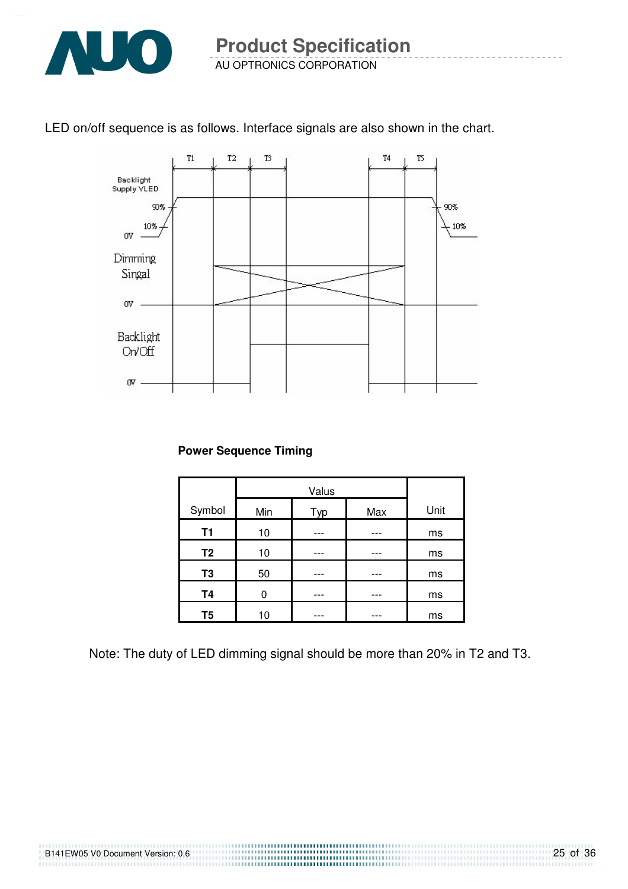LED on/off sequence is as follows. Interface signals are also shown in the chart.

**Power Sequence Timing**

| Symbol | Valus | | | Unit |
|---|---|---|---|---|
| | Min | Typ | Max | |
| **T1** | 10 | --- | --- | ms |
| **T2** | 10 | --- | --- | ms |
| **T3** | 50 | --- | --- | ms |
| **T4** | 0 | --- | --- | ms |
| **T5** | 10 | --- | --- | ms |

Note: The duty of LED dimming signal should be more than 20% in T2 and T3.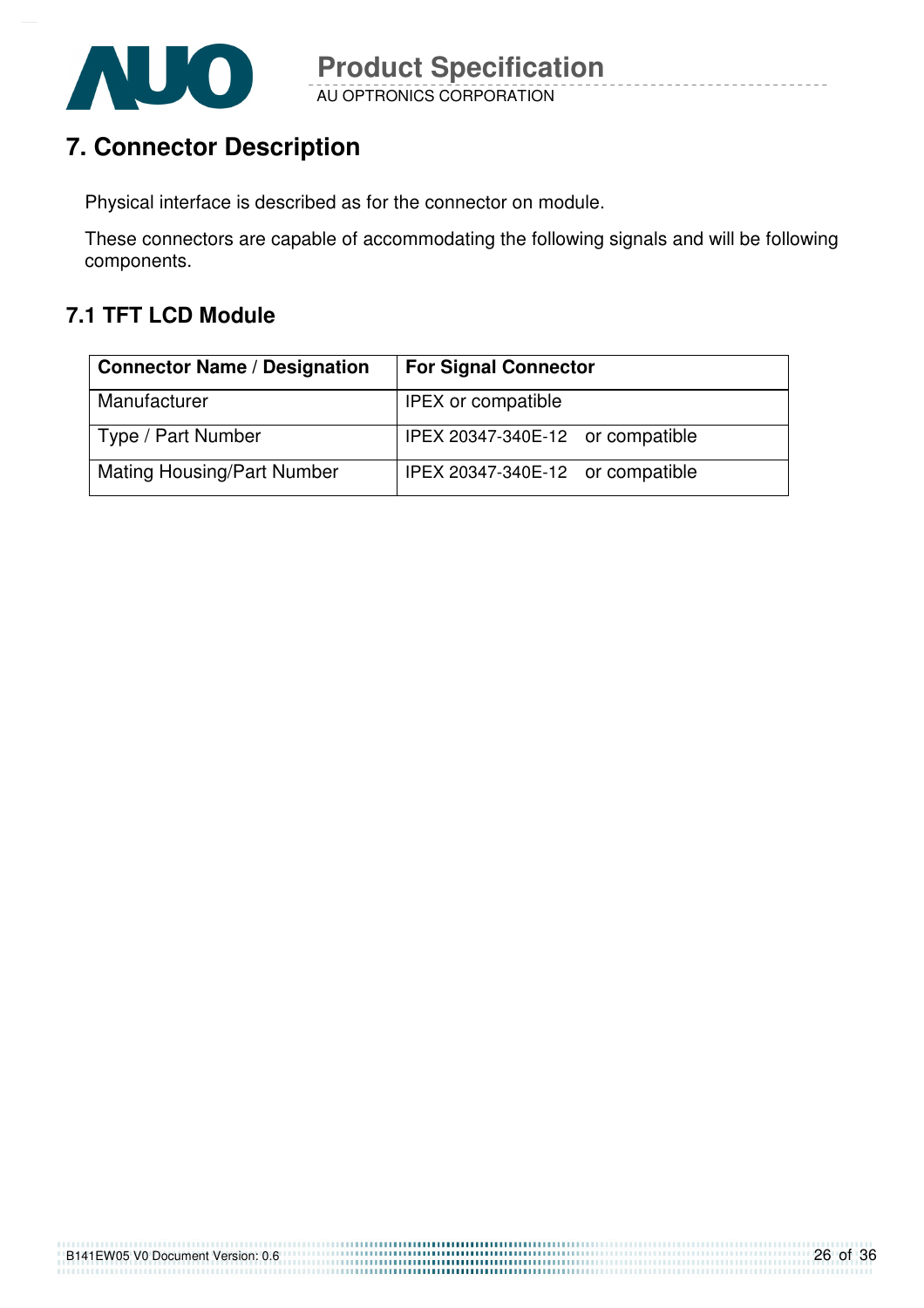## 7. Connector Description

Physical interface is described as for the connector on module.

These connectors are capable of accommodating the following signals and will be following components.

### 7.1 TFT LCD Module

| Connector Name / Designation | For Signal Connector |
|---|---|
| Manufacturer | IPEX or compatible |
| Type / Part Number | IPEX 20347-340E-12 or compatible |
| Mating Housing/Part Number | IPEX 20347-340E-12 or compatible |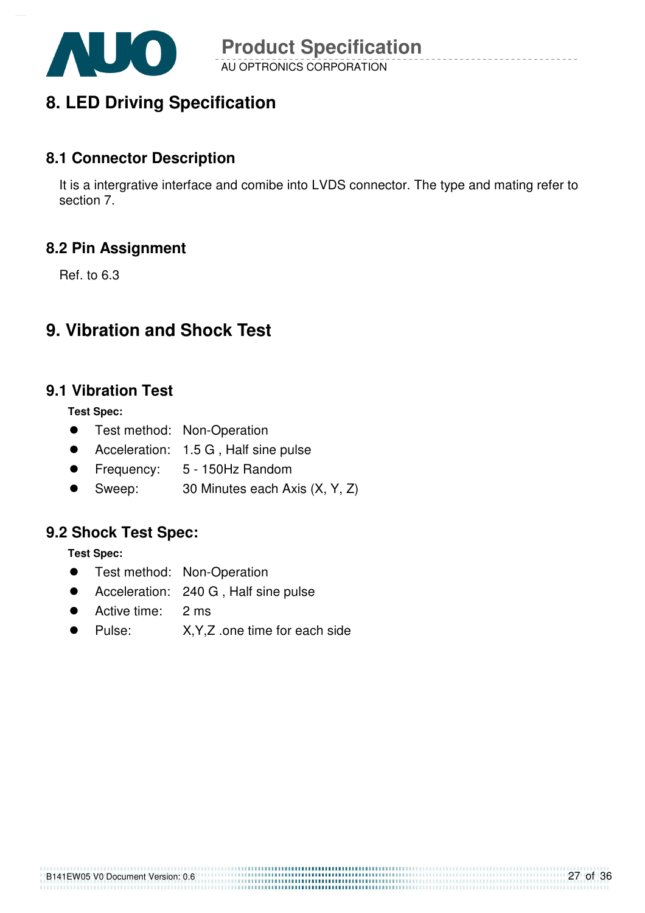# 8. LED Driving Specification

## 8.1 Connector Description

It is a intergrative interface and comibe into LVDS connector. The type and mating refer to section 7.

## 8.2 Pin Assignment

Ref. to 6.3

# 9. Vibration and Shock Test

## 9.1 Vibration Test

**Test Spec:**

- Test method: Non-Operation
- Acceleration: 1.5 G , Half sine pulse
- Frequency: 5 - 150Hz Random
- Sweep: 30 Minutes each Axis (X, Y, Z)

## 9.2 Shock Test Spec:

**Test Spec:**

- Test method: Non-Operation
- Acceleration: 240 G , Half sine pulse
- Active time: 2 ms
- Pulse: X,Y,Z .one time for each side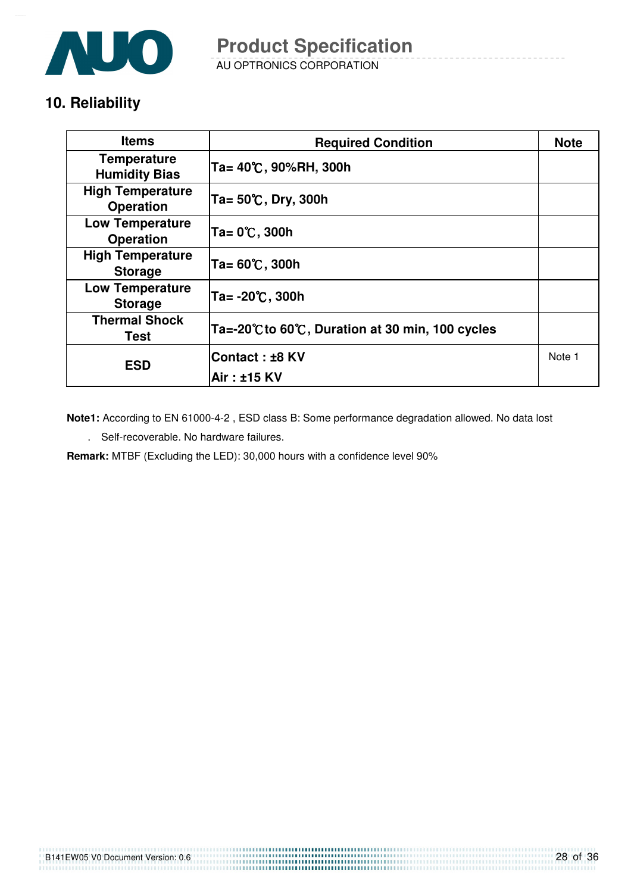## 10. Reliability

| Items | Required Condition | Note |
|---|---|---|
| Temperature Humidity Bias | Ta= 40℃, 90%RH, 300h | |
| High Temperature Operation | Ta= 50℃, Dry, 300h | |
| Low Temperature Operation | Ta= 0℃, 300h | |
| High Temperature Storage | Ta= 60℃, 300h | |
| Low Temperature Storage | Ta= -20℃, 300h | |
| Thermal Shock Test | Ta=-20℃to 60℃, Duration at 30 min, 100 cycles | |
| ESD | Contact : ±8 KV<br>Air : ±15 KV | Note 1 |

**Note1:** According to EN 61000-4-2 , ESD class B: Some performance degradation allowed. No data lost

. Self-recoverable. No hardware failures.

**Remark:** MTBF (Excluding the LED): 30,000 hours with a confidence level 90%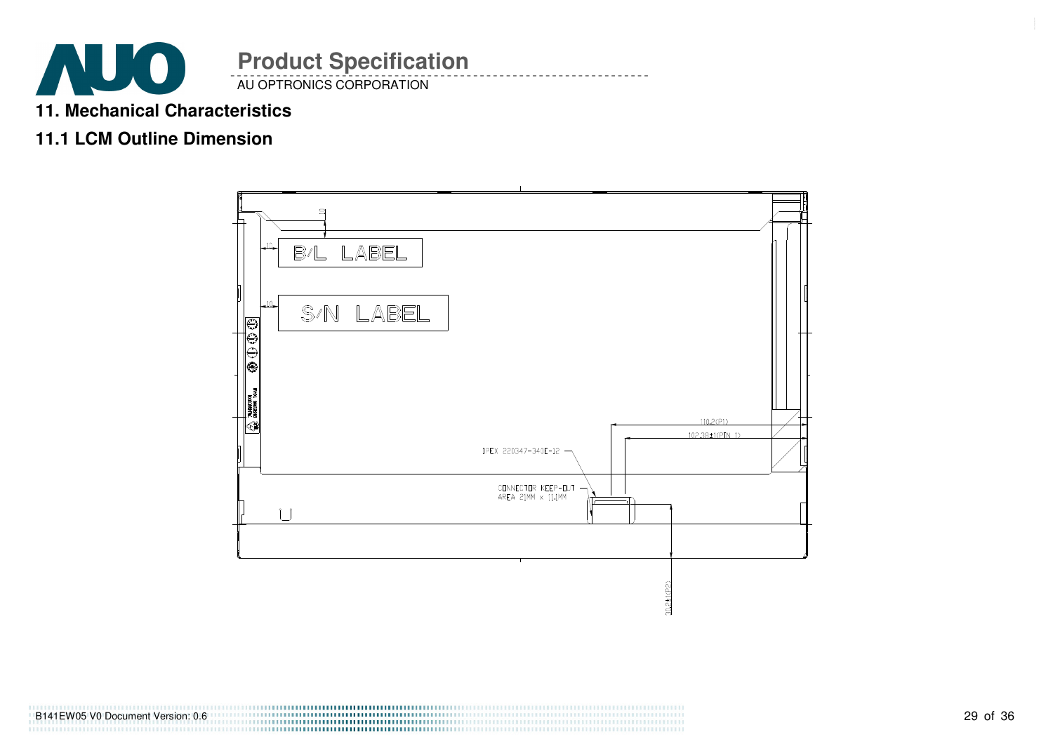## 11. Mechanical Characteristics

### 11.1 LCM Outline Dimension

B/L LABEL

S/N LABEL

110.2(P1)

102.38±1(PIN 1)

IPEX 220347-340E-12

CONNECTOR KEEP-OUT
AREA 21MM x 11.4MM

30.3±1(P2)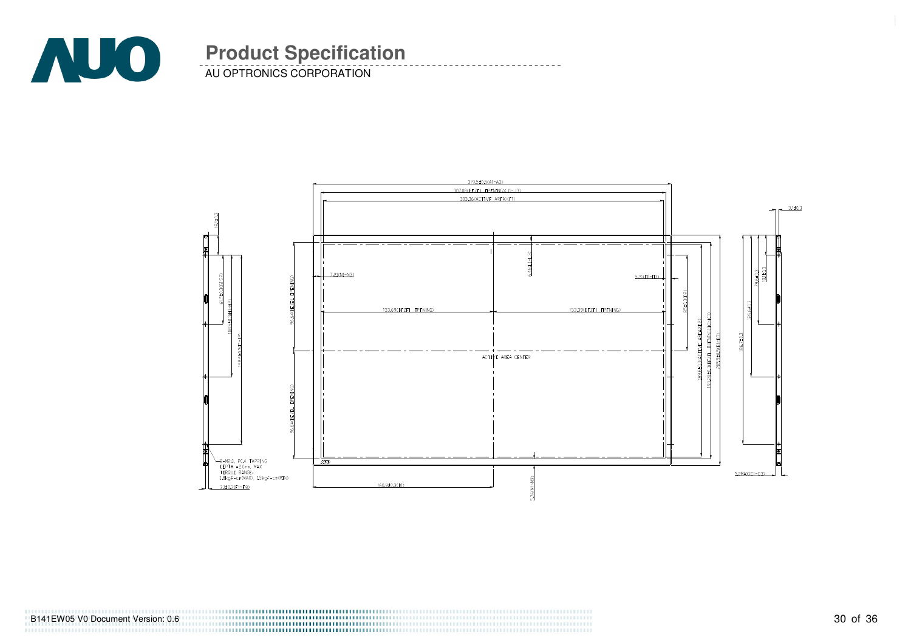319.5±0.5(A1-A3)

307.08(BEZEL OPENING)(X-Y)

303.36(ACTIVE AREA)(T)

3.9±0.3

18.1±0.3

6.55(L1-L3)

7.21(N1-N3)

5.21(O1-O3)

61.54±0.3(G1-G2)

100.54±0.3(H1-H2)

165.6±0.3(I1-I2)

96.44(BEZEL OPENING)

153.69(BEZEL OPENING)

153.39(BEZEL OPENING)

88±0.3(Z)

189.68(ACTIVE AREA)(S)

193.88±0.3(BEZEL OPENING)(K1-K2)

205.5±0.5(B1-B3)

186.2±0.3

205.4±0.3

28.4±0.3

18.1±0.3

ACTIVE AREA CENTER

96.44(BEZEL OPENING)

8-M2.0, P0.4 TAPPING
DEPTH =2.0mm, MAX
TORQUE RANGE:
1.8kgF-cm(MAX), 1.0kgF-cm(MIN)

3.9±0.3(F1-F8)

160.9±0.3(D)

5.76(M1-M3)

5.2MAX(C1-C3)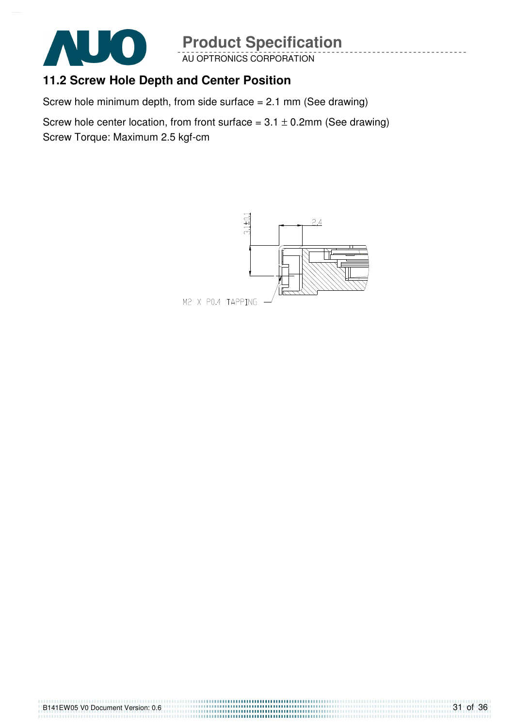## 11.2 Screw Hole Depth and Center Position

Screw hole minimum depth, from side surface = 2.1 mm (See drawing)

Screw hole center location, from front surface = 3.1 ± 0.2mm (See drawing)

Screw Torque: Maximum 2.5 kgf-cm

3.1±0.1

2.4

M2 X P0.4 TAPPING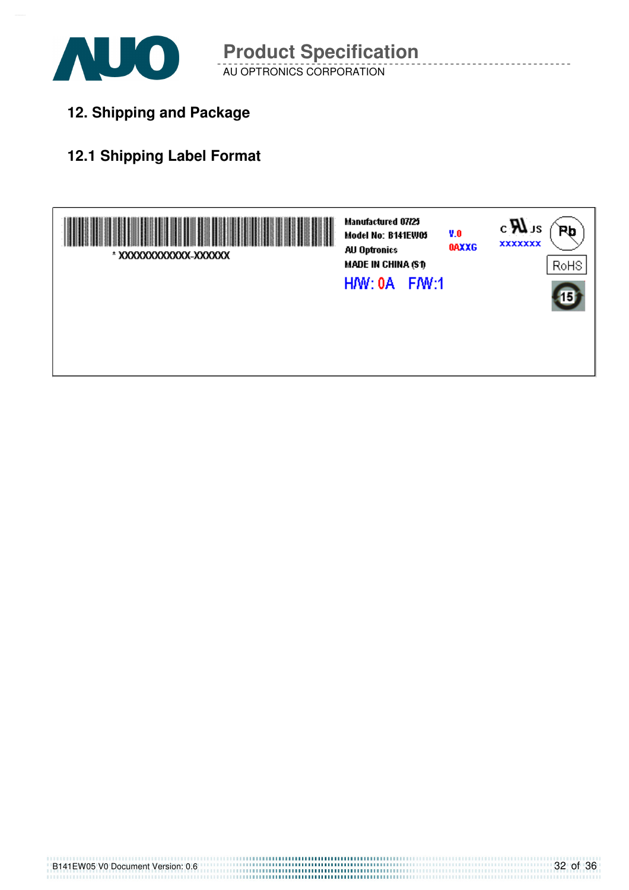## 12. Shipping and Package

### 12.1 Shipping Label Format

\* XXXXXXXXXXXX-XXXXXX

Manufactured 07/25
Model No: B141EW05
AU Optronics
MADE IN CHINA (S1)

V.0
0AXXG

c UL us
XXXXXXX

Pb

RoHS

15

H/W: 0A F/W:1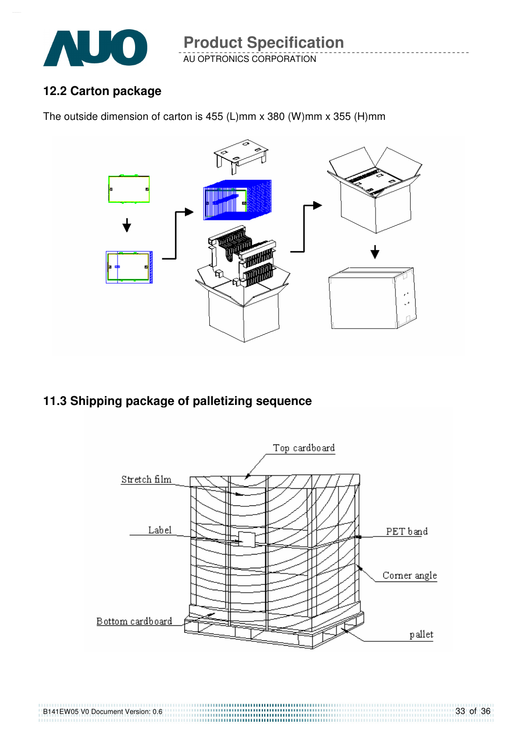## 12.2 Carton package

The outside dimension of carton is 455 (L)mm x 380 (W)mm x 355 (H)mm

## 11.3 Shipping package of palletizing sequence

Top cardboard

Stretch film

Label

PET band

Corner angle

Bottom cardboard

pallet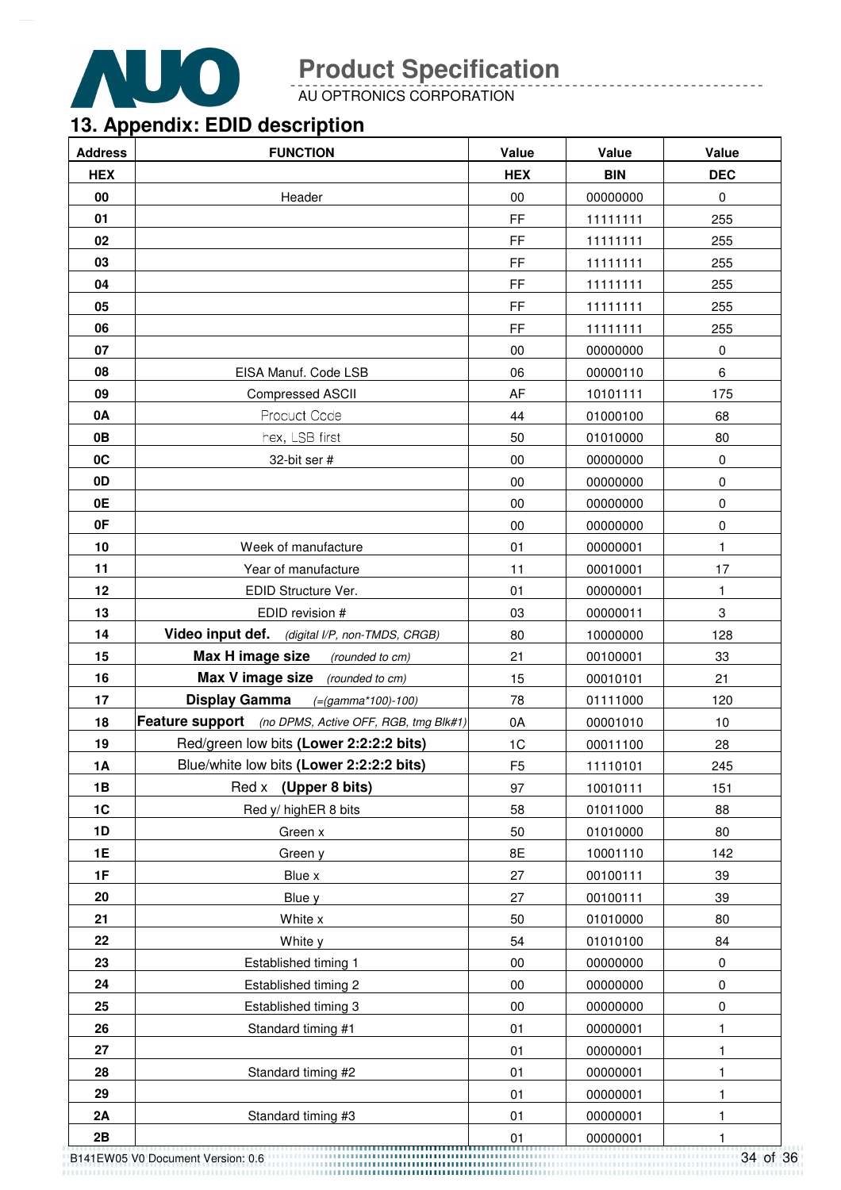## 13. Appendix: EDID description

| Address | FUNCTION | Value | Value | Value |
|---|---|---|---|---|
| HEX | | HEX | BIN | DEC |
| 00 | Header | 00 | 00000000 | 0 |
| 01 | | FF | 11111111 | 255 |
| 02 | | FF | 11111111 | 255 |
| 03 | | FF | 11111111 | 255 |
| 04 | | FF | 11111111 | 255 |
| 05 | | FF | 11111111 | 255 |
| 06 | | FF | 11111111 | 255 |
| 07 | | 00 | 00000000 | 0 |
| 08 | EISA Manuf. Code LSB | 06 | 00000110 | 6 |
| 09 | Compressed ASCII | AF | 10101111 | 175 |
| 0A | Product Code | 44 | 01000100 | 68 |
| 0B | hex, LSB first | 50 | 01010000 | 80 |
| 0C | 32-bit ser # | 00 | 00000000 | 0 |
| 0D | | 00 | 00000000 | 0 |
| 0E | | 00 | 00000000 | 0 |
| 0F | | 00 | 00000000 | 0 |
| 10 | Week of manufacture | 01 | 00000001 | 1 |
| 11 | Year of manufacture | 11 | 00010001 | 17 |
| 12 | EDID Structure Ver. | 01 | 00000001 | 1 |
| 13 | EDID revision # | 03 | 00000011 | 3 |
| 14 | **Video input def.** *(digital I/P, non-TMDS, CRGB)* | 80 | 10000000 | 128 |
| 15 | **Max H image size** *(rounded to cm)* | 21 | 00100001 | 33 |
| 16 | **Max V image size** *(rounded to cm)* | 15 | 00010101 | 21 |
| 17 | **Display Gamma** *(=(gamma\*100)-100)* | 78 | 01111000 | 120 |
| 18 | **Feature support** *(no DPMS, Active OFF, RGB, tmg Blk#1)* | 0A | 00001010 | 10 |
| 19 | Red/green low bits **(Lower 2:2:2:2 bits)** | 1C | 00011100 | 28 |
| 1A | Blue/white low bits **(Lower 2:2:2:2 bits)** | F5 | 11110101 | 245 |
| 1B | Red x **(Upper 8 bits)** | 97 | 10010111 | 151 |
| 1C | Red y/ highER 8 bits | 58 | 01011000 | 88 |
| 1D | Green x | 50 | 01010000 | 80 |
| 1E | Green y | 8E | 10001110 | 142 |
| 1F | Blue x | 27 | 00100111 | 39 |
| 20 | Blue y | 27 | 00100111 | 39 |
| 21 | White x | 50 | 01010000 | 80 |
| 22 | White y | 54 | 01010100 | 84 |
| 23 | Established timing 1 | 00 | 00000000 | 0 |
| 24 | Established timing 2 | 00 | 00000000 | 0 |
| 25 | Established timing 3 | 00 | 00000000 | 0 |
| 26 | Standard timing #1 | 01 | 00000001 | 1 |
| 27 | | 01 | 00000001 | 1 |
| 28 | Standard timing #2 | 01 | 00000001 | 1 |
| 29 | | 01 | 00000001 | 1 |
| 2A | Standard timing #3 | 01 | 00000001 | 1 |
| 2B | | 01 | 00000001 | 1 |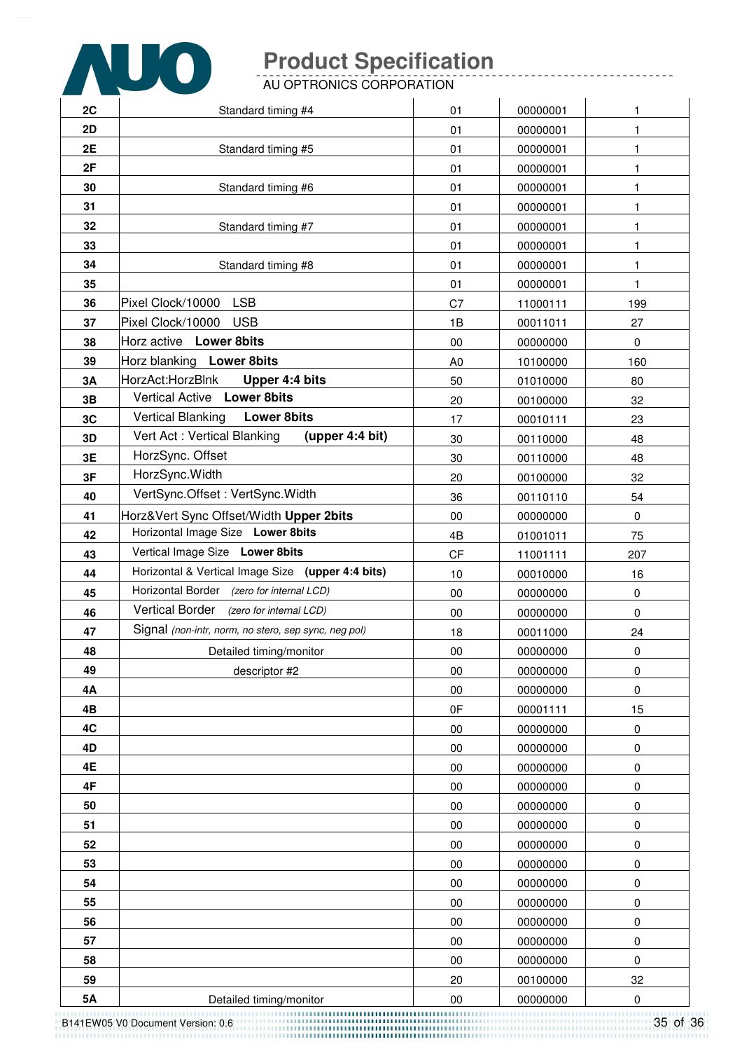| | | | | |
|---|---|---|---|---|
| **2C** | Standard timing #4 | 01 | 00000001 | 1 |
| **2D** | | 01 | 00000001 | 1 |
| **2E** | Standard timing #5 | 01 | 00000001 | 1 |
| **2F** | | 01 | 00000001 | 1 |
| **30** | Standard timing #6 | 01 | 00000001 | 1 |
| **31** | | 01 | 00000001 | 1 |
| **32** | Standard timing #7 | 01 | 00000001 | 1 |
| **33** | | 01 | 00000001 | 1 |
| **34** | Standard timing #8 | 01 | 00000001 | 1 |
| **35** | | 01 | 00000001 | 1 |
| **36** | Pixel Clock/10000 LSB | C7 | 11000111 | 199 |
| **37** | Pixel Clock/10000 USB | 1B | 00011011 | 27 |
| **38** | Horz active **Lower 8bits** | 00 | 00000000 | 0 |
| **39** | Horz blanking **Lower 8bits** | A0 | 10100000 | 160 |
| **3A** | HorzAct:HorzBlnk **Upper 4:4 bits** | 50 | 01010000 | 80 |
| **3B** | Vertical Active **Lower 8bits** | 20 | 00100000 | 32 |
| **3C** | Vertical Blanking **Lower 8bits** | 17 | 00010111 | 23 |
| **3D** | Vert Act : Vertical Blanking **(upper 4:4 bit)** | 30 | 00110000 | 48 |
| **3E** | HorzSync. Offset | 30 | 00110000 | 48 |
| **3F** | HorzSync.Width | 20 | 00100000 | 32 |
| **40** | VertSync.Offset : VertSync.Width | 36 | 00110110 | 54 |
| **41** | Horz&Vert Sync Offset/Width **Upper 2bits** | 00 | 00000000 | 0 |
| **42** | Horizontal Image Size **Lower 8bits** | 4B | 01001011 | 75 |
| **43** | Vertical Image Size **Lower 8bits** | CF | 11001111 | 207 |
| **44** | Horizontal & Vertical Image Size **(upper 4:4 bits)** | 10 | 00010000 | 16 |
| **45** | Horizontal Border *(zero for internal LCD)* | 00 | 00000000 | 0 |
| **46** | Vertical Border *(zero for internal LCD)* | 00 | 00000000 | 0 |
| **47** | Signal *(non-intr, norm, no stero, sep sync, neg pol)* | 18 | 00011000 | 24 |
| **48** | Detailed timing/monitor | 00 | 00000000 | 0 |
| **49** | descriptor #2 | 00 | 00000000 | 0 |
| **4A** | | 00 | 00000000 | 0 |
| **4B** | | 0F | 00001111 | 15 |
| **4C** | | 00 | 00000000 | 0 |
| **4D** | | 00 | 00000000 | 0 |
| **4E** | | 00 | 00000000 | 0 |
| **4F** | | 00 | 00000000 | 0 |
| **50** | | 00 | 00000000 | 0 |
| **51** | | 00 | 00000000 | 0 |
| **52** | | 00 | 00000000 | 0 |
| **53** | | 00 | 00000000 | 0 |
| **54** | | 00 | 00000000 | 0 |
| **55** | | 00 | 00000000 | 0 |
| **56** | | 00 | 00000000 | 0 |
| **57** | | 00 | 00000000 | 0 |
| **58** | | 00 | 00000000 | 0 |
| **59** | | 20 | 00100000 | 32 |
| **5A** | Detailed timing/monitor | 00 | 00000000 | 0 |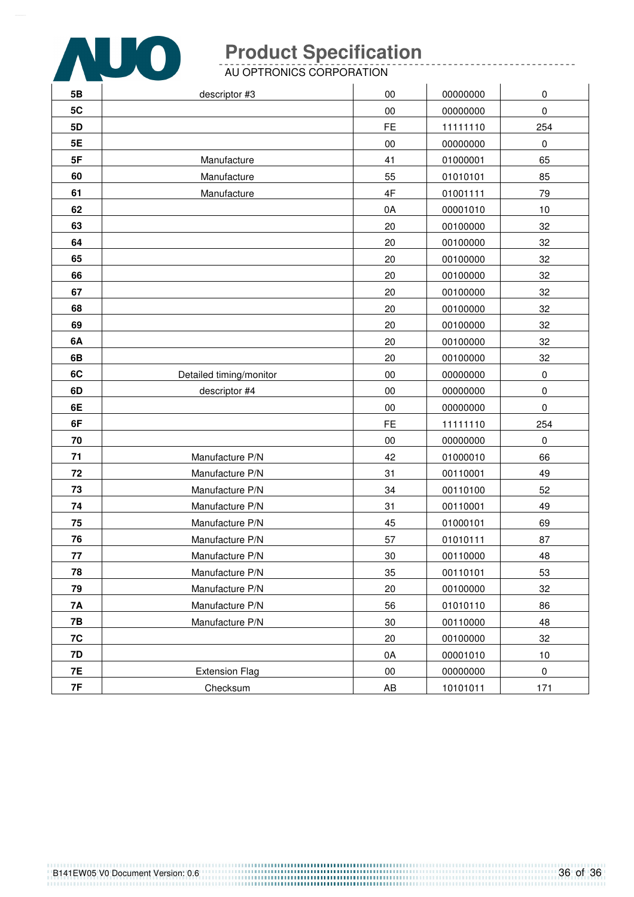| | | | | |
|---|---|---|---|---|
| 5B | descriptor #3 | 00 | 00000000 | 0 |
| 5C | | 00 | 00000000 | 0 |
| 5D | | FE | 11111110 | 254 |
| 5E | | 00 | 00000000 | 0 |
| 5F | Manufacture | 41 | 01000001 | 65 |
| 60 | Manufacture | 55 | 01010101 | 85 |
| 61 | Manufacture | 4F | 01001111 | 79 |
| 62 | | 0A | 00001010 | 10 |
| 63 | | 20 | 00100000 | 32 |
| 64 | | 20 | 00100000 | 32 |
| 65 | | 20 | 00100000 | 32 |
| 66 | | 20 | 00100000 | 32 |
| 67 | | 20 | 00100000 | 32 |
| 68 | | 20 | 00100000 | 32 |
| 69 | | 20 | 00100000 | 32 |
| 6A | | 20 | 00100000 | 32 |
| 6B | | 20 | 00100000 | 32 |
| 6C | Detailed timing/monitor | 00 | 00000000 | 0 |
| 6D | descriptor #4 | 00 | 00000000 | 0 |
| 6E | | 00 | 00000000 | 0 |
| 6F | | FE | 11111110 | 254 |
| 70 | | 00 | 00000000 | 0 |
| 71 | Manufacture P/N | 42 | 01000010 | 66 |
| 72 | Manufacture P/N | 31 | 00110001 | 49 |
| 73 | Manufacture P/N | 34 | 00110100 | 52 |
| 74 | Manufacture P/N | 31 | 00110001 | 49 |
| 75 | Manufacture P/N | 45 | 01000101 | 69 |
| 76 | Manufacture P/N | 57 | 01010111 | 87 |
| 77 | Manufacture P/N | 30 | 00110000 | 48 |
| 78 | Manufacture P/N | 35 | 00110101 | 53 |
| 79 | Manufacture P/N | 20 | 00100000 | 32 |
| 7A | Manufacture P/N | 56 | 01010110 | 86 |
| 7B | Manufacture P/N | 30 | 00110000 | 48 |
| 7C | | 20 | 00100000 | 32 |
| 7D | | 0A | 00001010 | 10 |
| 7E | Extension Flag | 00 | 00000000 | 0 |
| 7F | Checksum | AB | 10101011 | 171 |